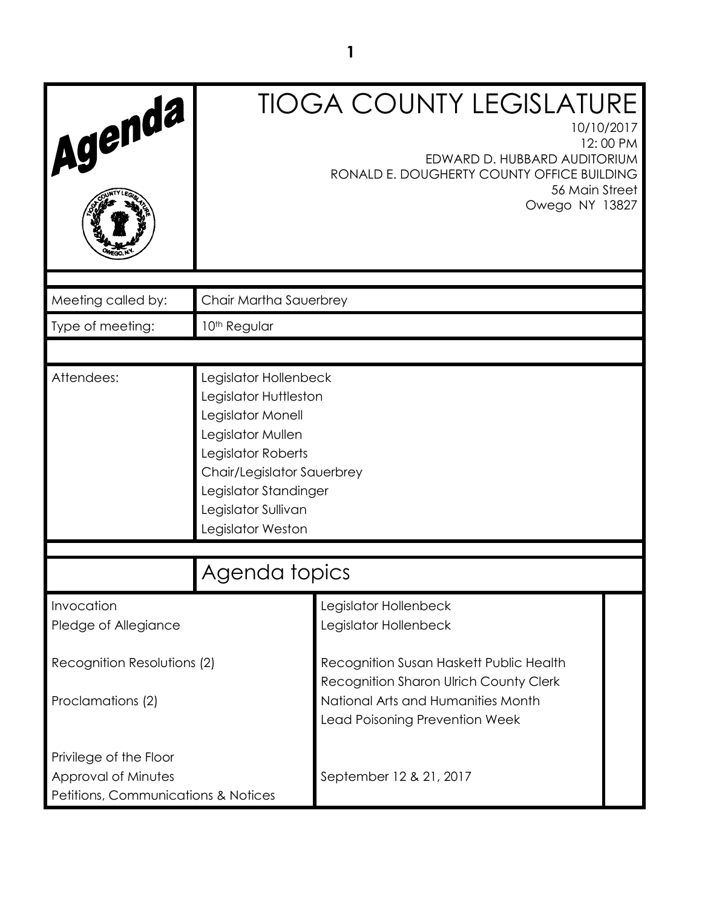# Agenda

## TIOGA COUNTY LEGISLATURE

10/10/2017
12: 00 PM
EDWARD D. HUBBARD AUDITORIUM
RONALD E. DOUGHERTY COUNTY OFFICE BUILDING
56 Main Street
Owego NY 13827

| | |
|---|---|
| Meeting called by: | Chair Martha Sauerbrey |
| Type of meeting: | 10th Regular |
| Attendees: | Legislator Hollenbeck<br>Legislator Huttleston<br>Legislator Monell<br>Legislator Mullen<br>Legislator Roberts<br>Chair/Legislator Sauerbrey<br>Legislator Standinger<br>Legislator Sullivan<br>Legislator Weston |

## Agenda topics

| | | |
|---|---|---|
| Invocation | Legislator Hollenbeck | |
| Pledge of Allegiance | Legislator Hollenbeck | |
| Recognition Resolutions (2) | Recognition Susan Haskett Public Health<br>Recognition Sharon Ulrich County Clerk | |
| Proclamations (2) | National Arts and Humanities Month<br>Lead Poisoning Prevention Week | |
| Privilege of the Floor | | |
| Approval of Minutes | September 12 & 21, 2017 | |
| Petitions, Communications & Notices | | |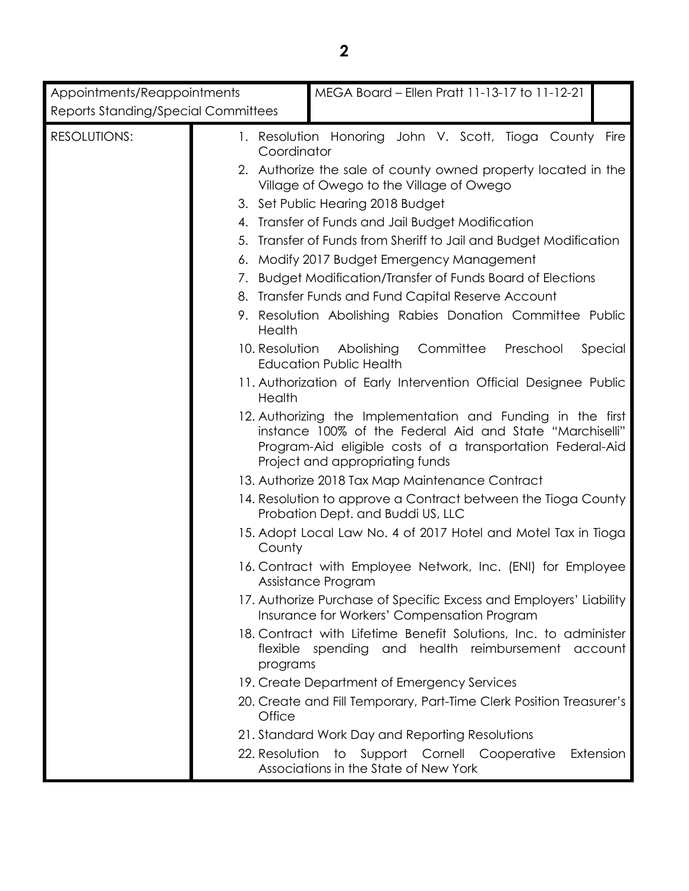| Appointments/Reappointments<br>Reports Standing/Special Committees | MEGA Board – Ellen Pratt 11-13-17 to 11-12-21 | |
|---|---|---|
| RESOLUTIONS: | 1. Resolution Honoring John V. Scott, Tioga County Fire Coordinator<br>2. Authorize the sale of county owned property located in the Village of Owego to the Village of Owego<br>3. Set Public Hearing 2018 Budget<br>4. Transfer of Funds and Jail Budget Modification<br>5. Transfer of Funds from Sheriff to Jail and Budget Modification<br>6. Modify 2017 Budget Emergency Management<br>7. Budget Modification/Transfer of Funds Board of Elections<br>8. Transfer Funds and Fund Capital Reserve Account<br>9. Resolution Abolishing Rabies Donation Committee Public Health<br>10. Resolution Abolishing Committee Preschool Special Education Public Health<br>11. Authorization of Early Intervention Official Designee Public Health<br>12. Authorizing the Implementation and Funding in the first instance 100% of the Federal Aid and State "Marchiselli" Program-Aid eligible costs of a transportation Federal-Aid Project and appropriating funds<br>13. Authorize 2018 Tax Map Maintenance Contract<br>14. Resolution to approve a Contract between the Tioga County Probation Dept. and Buddi US, LLC<br>15. Adopt Local Law No. 4 of 2017 Hotel and Motel Tax in Tioga County<br>16. Contract with Employee Network, Inc. (ENI) for Employee Assistance Program<br>17. Authorize Purchase of Specific Excess and Employers' Liability Insurance for Workers' Compensation Program<br>18. Contract with Lifetime Benefit Solutions, Inc. to administer flexible spending and health reimbursement account programs<br>19. Create Department of Emergency Services<br>20. Create and Fill Temporary, Part-Time Clerk Position Treasurer's Office<br>21. Standard Work Day and Reporting Resolutions<br>22. Resolution to Support Cornell Cooperative Extension Associations in the State of New York | |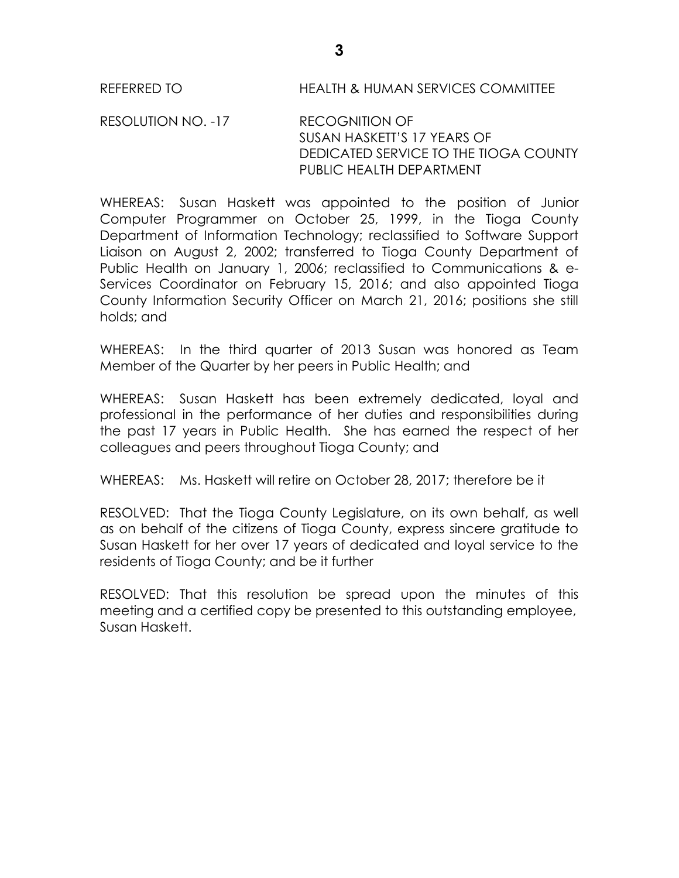REFERRED TO HEALTH & HUMAN SERVICES COMMITTEE

RESOLUTION NO. -17 RECOGNITION OF SUSAN HASKETT'S 17 YEARS OF DEDICATED SERVICE TO THE TIOGA COUNTY PUBLIC HEALTH DEPARTMENT

WHEREAS: Susan Haskett was appointed to the position of Junior Computer Programmer on October 25, 1999, in the Tioga County Department of Information Technology; reclassified to Software Support Liaison on August 2, 2002; transferred to Tioga County Department of Public Health on January 1, 2006; reclassified to Communications & e-Services Coordinator on February 15, 2016; and also appointed Tioga County Information Security Officer on March 21, 2016; positions she still holds; and

WHEREAS: In the third quarter of 2013 Susan was honored as Team Member of the Quarter by her peers in Public Health; and

WHEREAS: Susan Haskett has been extremely dedicated, loyal and professional in the performance of her duties and responsibilities during the past 17 years in Public Health. She has earned the respect of her colleagues and peers throughout Tioga County; and

WHEREAS: Ms. Haskett will retire on October 28, 2017; therefore be it

RESOLVED: That the Tioga County Legislature, on its own behalf, as well as on behalf of the citizens of Tioga County, express sincere gratitude to Susan Haskett for her over 17 years of dedicated and loyal service to the residents of Tioga County; and be it further

RESOLVED: That this resolution be spread upon the minutes of this meeting and a certified copy be presented to this outstanding employee, Susan Haskett.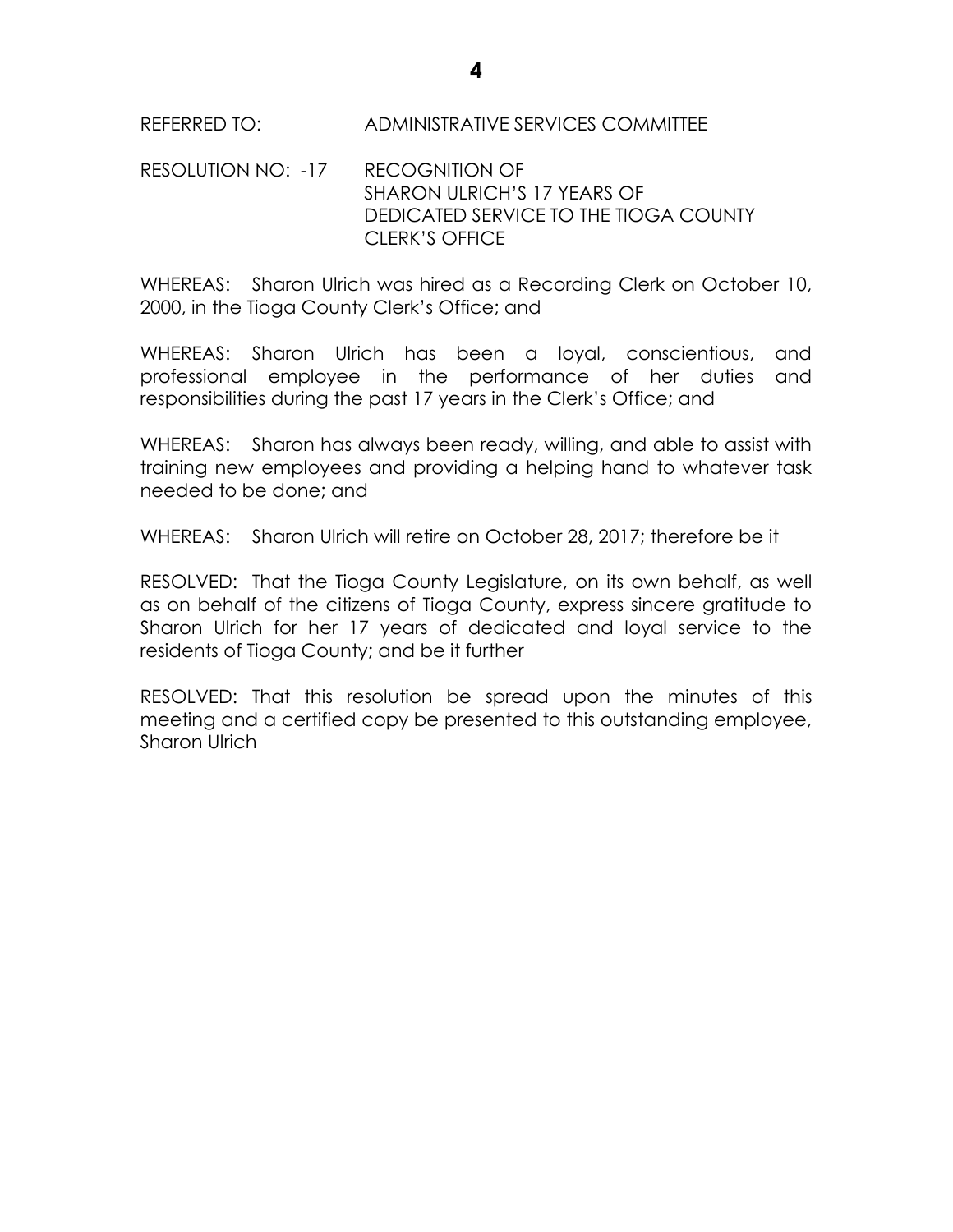REFERRED TO: ADMINISTRATIVE SERVICES COMMITTEE

RESOLUTION NO: -17 RECOGNITION OF SHARON ULRICH'S 17 YEARS OF DEDICATED SERVICE TO THE TIOGA COUNTY CLERK'S OFFICE

WHEREAS: Sharon Ulrich was hired as a Recording Clerk on October 10, 2000, in the Tioga County Clerk's Office; and

WHEREAS: Sharon Ulrich has been a loyal, conscientious, and professional employee in the performance of her duties and responsibilities during the past 17 years in the Clerk's Office; and

WHEREAS: Sharon has always been ready, willing, and able to assist with training new employees and providing a helping hand to whatever task needed to be done; and

WHEREAS: Sharon Ulrich will retire on October 28, 2017; therefore be it

RESOLVED: That the Tioga County Legislature, on its own behalf, as well as on behalf of the citizens of Tioga County, express sincere gratitude to Sharon Ulrich for her 17 years of dedicated and loyal service to the residents of Tioga County; and be it further

RESOLVED: That this resolution be spread upon the minutes of this meeting and a certified copy be presented to this outstanding employee, Sharon Ulrich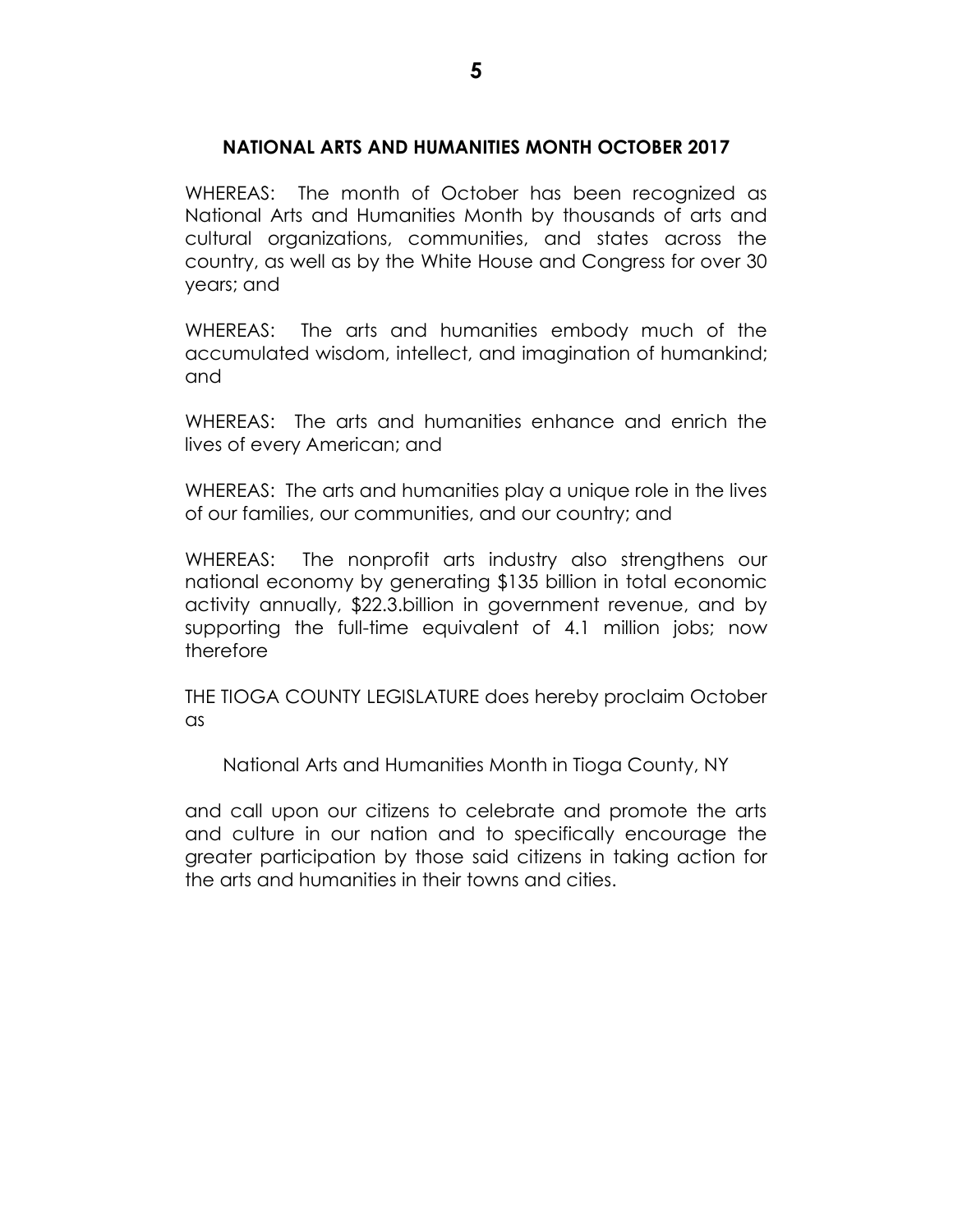## NATIONAL ARTS AND HUMANITIES MONTH OCTOBER 2017

WHEREAS: The month of October has been recognized as National Arts and Humanities Month by thousands of arts and cultural organizations, communities, and states across the country, as well as by the White House and Congress for over 30 years; and

WHEREAS: The arts and humanities embody much of the accumulated wisdom, intellect, and imagination of humankind; and

WHEREAS: The arts and humanities enhance and enrich the lives of every American; and

WHEREAS: The arts and humanities play a unique role in the lives of our families, our communities, and our country; and

WHEREAS: The nonprofit arts industry also strengthens our national economy by generating $135 billion in total economic activity annually, $22.3.billion in government revenue, and by supporting the full-time equivalent of 4.1 million jobs; now therefore

THE TIOGA COUNTY LEGISLATURE does hereby proclaim October as

National Arts and Humanities Month in Tioga County, NY

and call upon our citizens to celebrate and promote the arts and culture in our nation and to specifically encourage the greater participation by those said citizens in taking action for the arts and humanities in their towns and cities.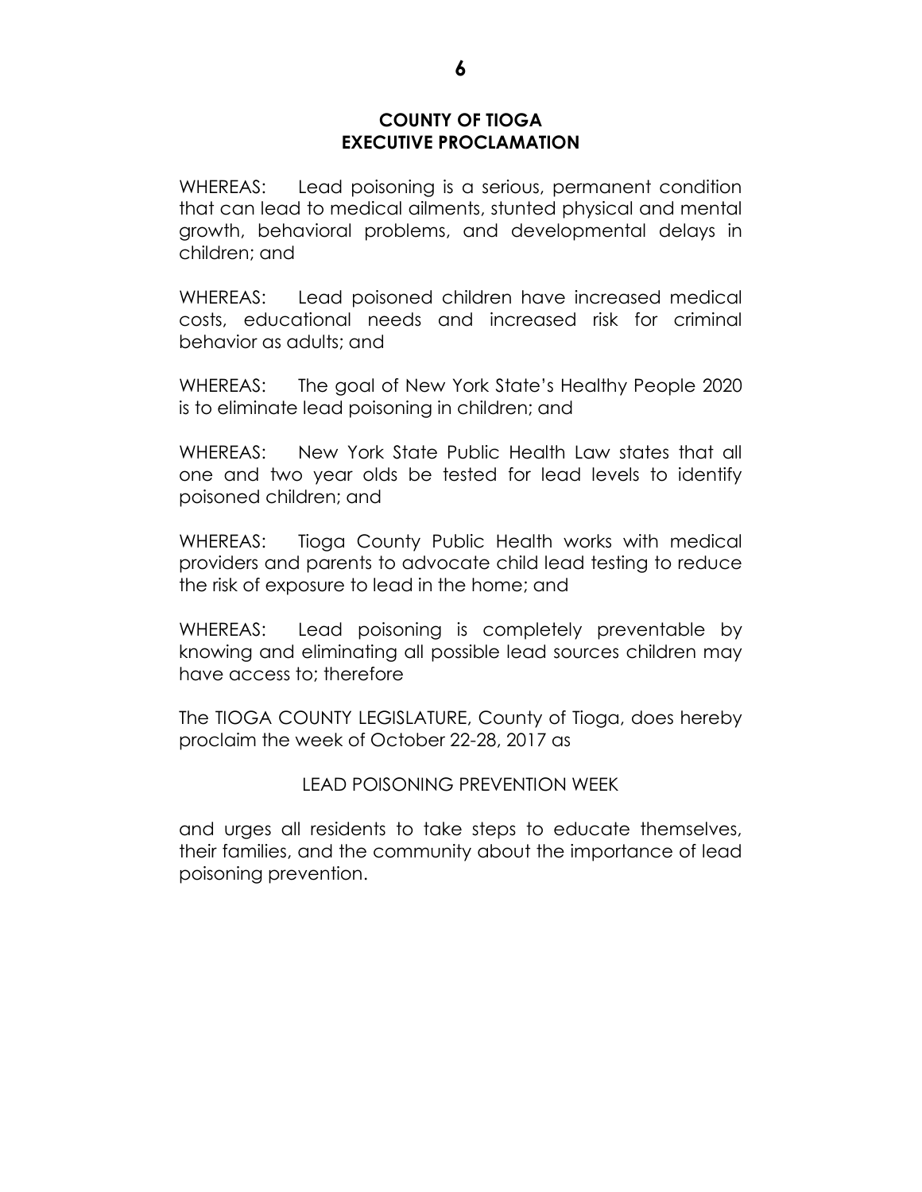## COUNTY OF TIOGA
## EXECUTIVE PROCLAMATION

WHEREAS: Lead poisoning is a serious, permanent condition that can lead to medical ailments, stunted physical and mental growth, behavioral problems, and developmental delays in children; and

WHEREAS: Lead poisoned children have increased medical costs, educational needs and increased risk for criminal behavior as adults; and

WHEREAS: The goal of New York State's Healthy People 2020 is to eliminate lead poisoning in children; and

WHEREAS: New York State Public Health Law states that all one and two year olds be tested for lead levels to identify poisoned children; and

WHEREAS: Tioga County Public Health works with medical providers and parents to advocate child lead testing to reduce the risk of exposure to lead in the home; and

WHEREAS: Lead poisoning is completely preventable by knowing and eliminating all possible lead sources children may have access to; therefore

The TIOGA COUNTY LEGISLATURE, County of Tioga, does hereby proclaim the week of October 22-28, 2017 as

LEAD POISONING PREVENTION WEEK

and urges all residents to take steps to educate themselves, their families, and the community about the importance of lead poisoning prevention.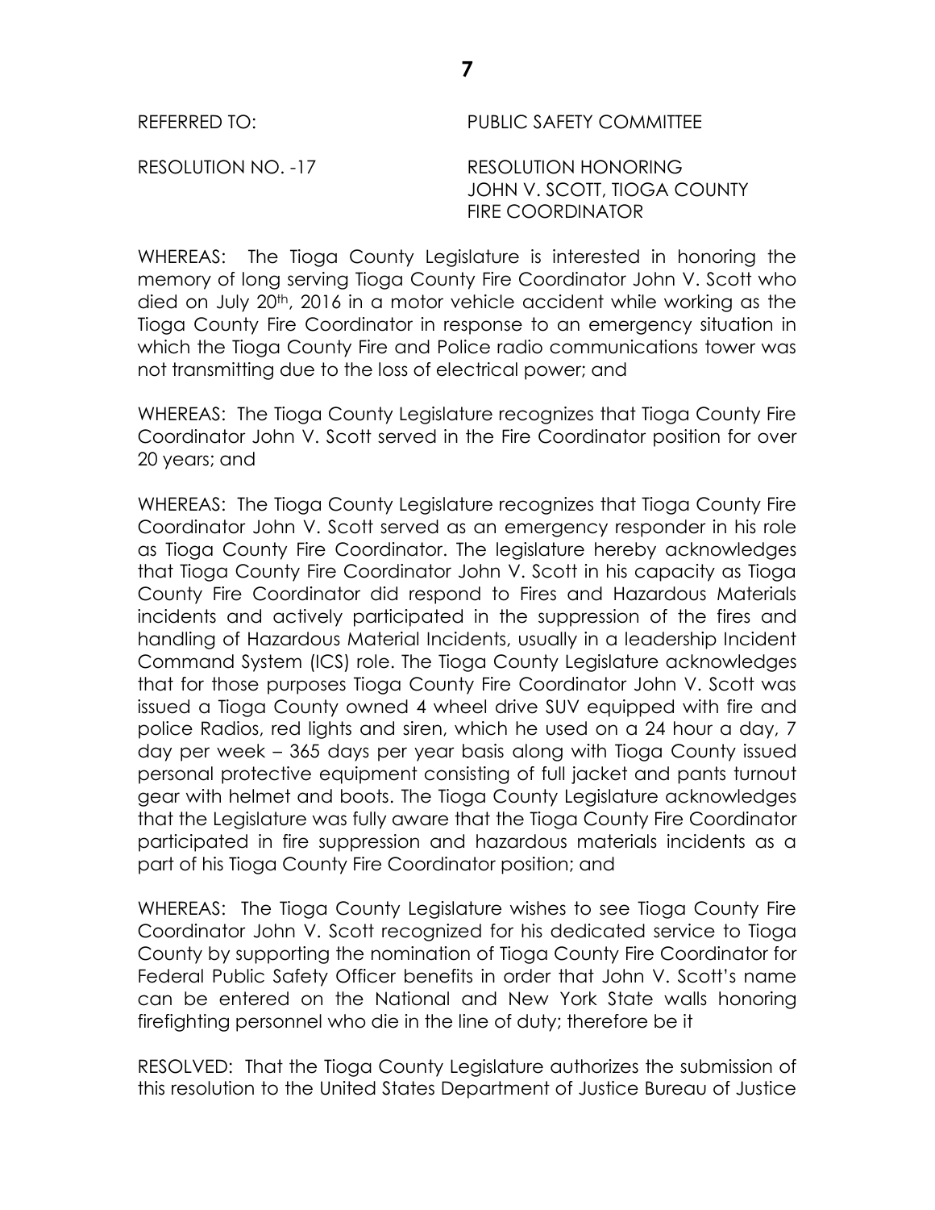REFERRED TO: PUBLIC SAFETY COMMITTEE

RESOLUTION NO. -17 RESOLUTION HONORING JOHN V. SCOTT, TIOGA COUNTY FIRE COORDINATOR

WHEREAS: The Tioga County Legislature is interested in honoring the memory of long serving Tioga County Fire Coordinator John V. Scott who died on July 20th, 2016 in a motor vehicle accident while working as the Tioga County Fire Coordinator in response to an emergency situation in which the Tioga County Fire and Police radio communications tower was not transmitting due to the loss of electrical power; and

WHEREAS: The Tioga County Legislature recognizes that Tioga County Fire Coordinator John V. Scott served in the Fire Coordinator position for over 20 years; and

WHEREAS: The Tioga County Legislature recognizes that Tioga County Fire Coordinator John V. Scott served as an emergency responder in his role as Tioga County Fire Coordinator. The legislature hereby acknowledges that Tioga County Fire Coordinator John V. Scott in his capacity as Tioga County Fire Coordinator did respond to Fires and Hazardous Materials incidents and actively participated in the suppression of the fires and handling of Hazardous Material Incidents, usually in a leadership Incident Command System (ICS) role. The Tioga County Legislature acknowledges that for those purposes Tioga County Fire Coordinator John V. Scott was issued a Tioga County owned 4 wheel drive SUV equipped with fire and police Radios, red lights and siren, which he used on a 24 hour a day, 7 day per week – 365 days per year basis along with Tioga County issued personal protective equipment consisting of full jacket and pants turnout gear with helmet and boots. The Tioga County Legislature acknowledges that the Legislature was fully aware that the Tioga County Fire Coordinator participated in fire suppression and hazardous materials incidents as a part of his Tioga County Fire Coordinator position; and

WHEREAS: The Tioga County Legislature wishes to see Tioga County Fire Coordinator John V. Scott recognized for his dedicated service to Tioga County by supporting the nomination of Tioga County Fire Coordinator for Federal Public Safety Officer benefits in order that John V. Scott's name can be entered on the National and New York State walls honoring firefighting personnel who die in the line of duty; therefore be it

RESOLVED: That the Tioga County Legislature authorizes the submission of this resolution to the United States Department of Justice Bureau of Justice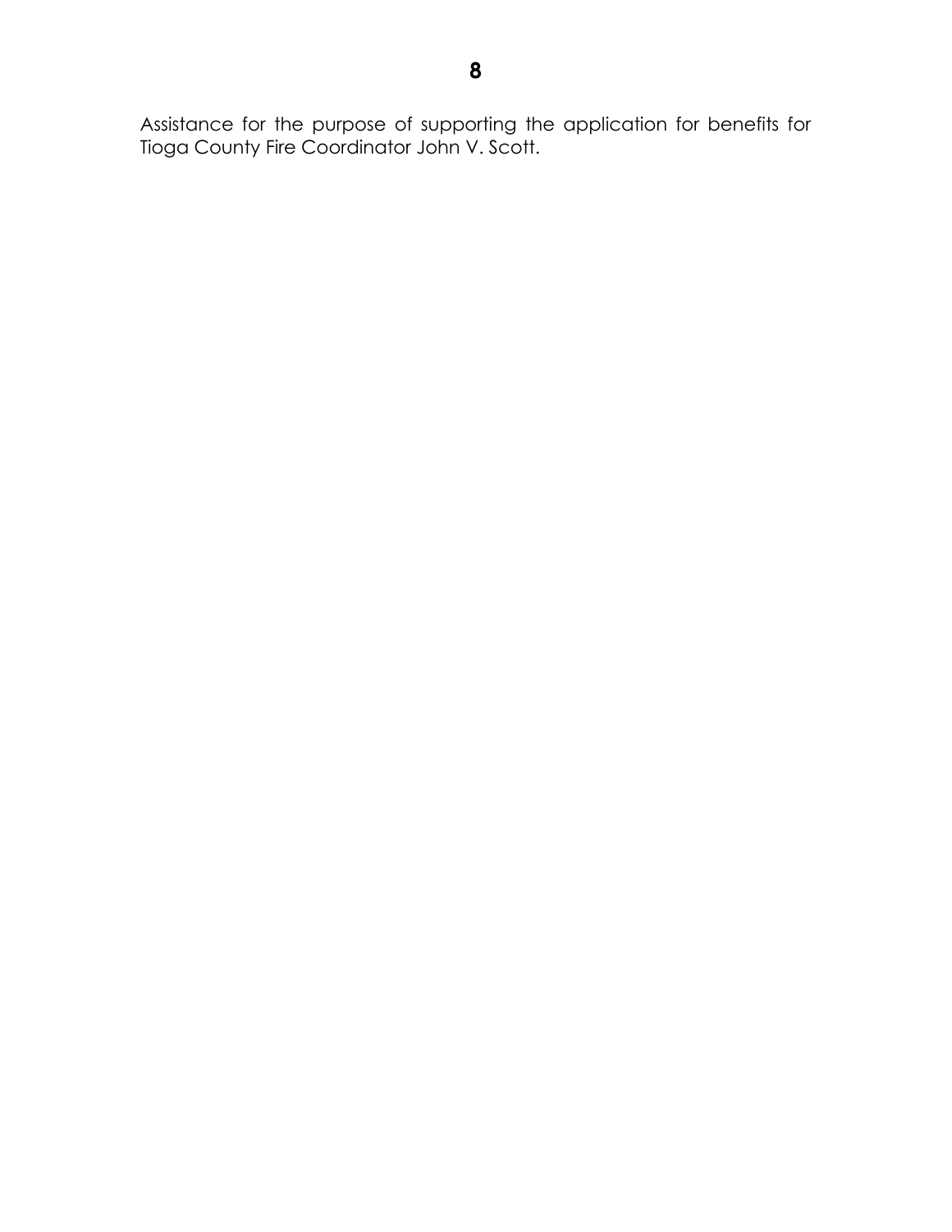Assistance for the purpose of supporting the application for benefits for Tioga County Fire Coordinator John V. Scott.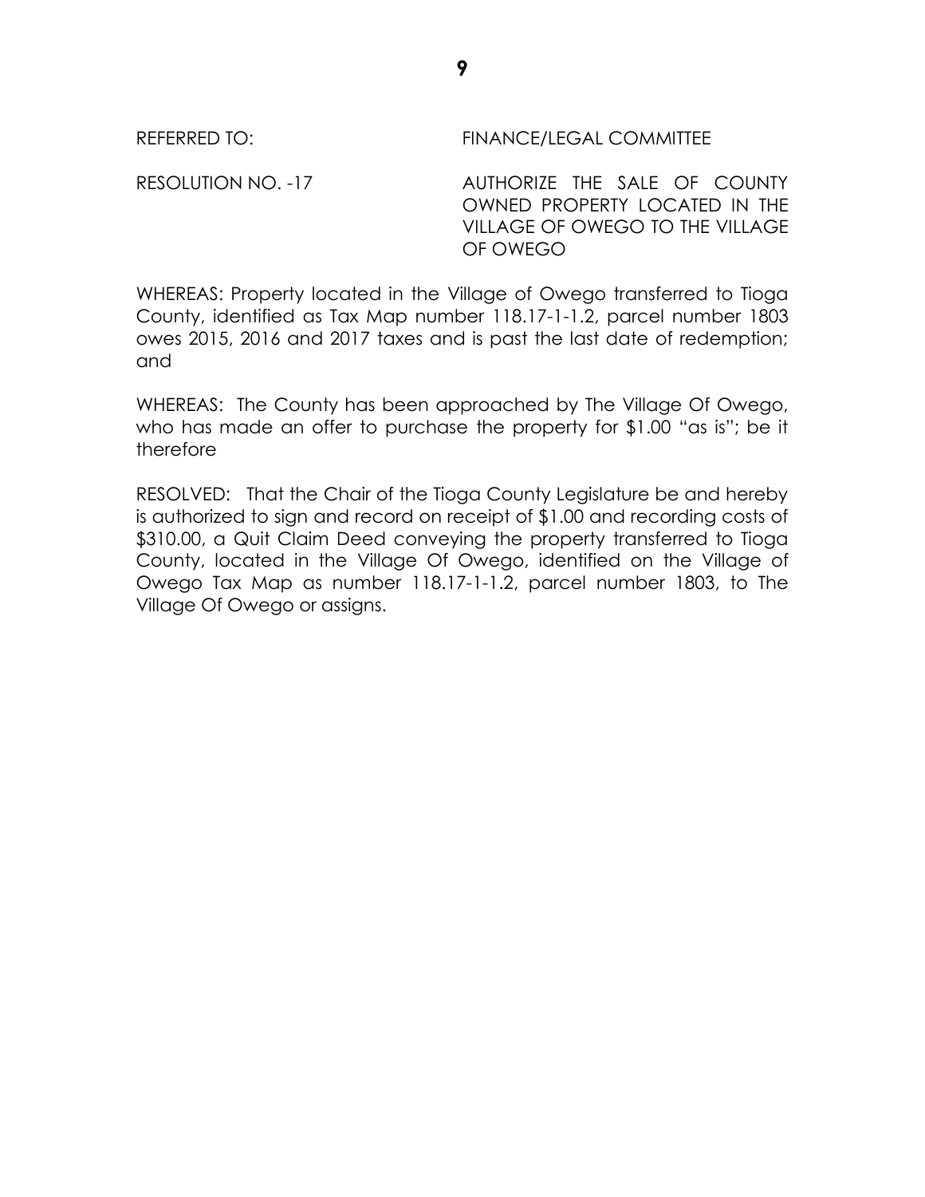REFERRED TO: FINANCE/LEGAL COMMITTEE

RESOLUTION NO. -17 AUTHORIZE THE SALE OF COUNTY OWNED PROPERTY LOCATED IN THE VILLAGE OF OWEGO TO THE VILLAGE OF OWEGO

WHEREAS: Property located in the Village of Owego transferred to Tioga County, identified as Tax Map number 118.17-1-1.2, parcel number 1803 owes 2015, 2016 and 2017 taxes and is past the last date of redemption; and

WHEREAS: The County has been approached by The Village Of Owego, who has made an offer to purchase the property for $1.00 "as is"; be it therefore

RESOLVED: That the Chair of the Tioga County Legislature be and hereby is authorized to sign and record on receipt of $1.00 and recording costs of $310.00, a Quit Claim Deed conveying the property transferred to Tioga County, located in the Village Of Owego, identified on the Village of Owego Tax Map as number 118.17-1-1.2, parcel number 1803, to The Village Of Owego or assigns.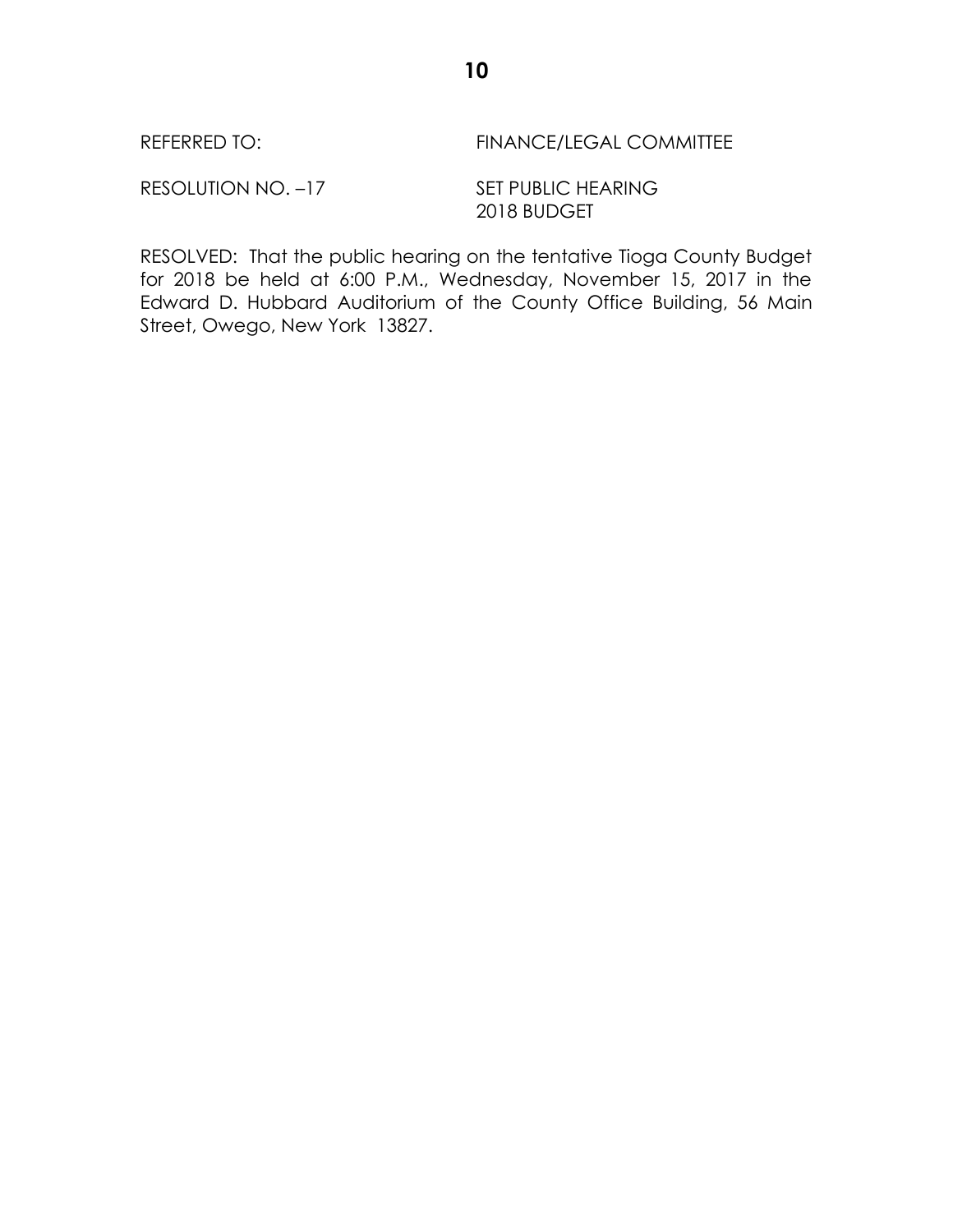REFERRED TO: FINANCE/LEGAL COMMITTEE

RESOLUTION NO. –17 SET PUBLIC HEARING
2018 BUDGET

RESOLVED: That the public hearing on the tentative Tioga County Budget for 2018 be held at 6:00 P.M., Wednesday, November 15, 2017 in the Edward D. Hubbard Auditorium of the County Office Building, 56 Main Street, Owego, New York 13827.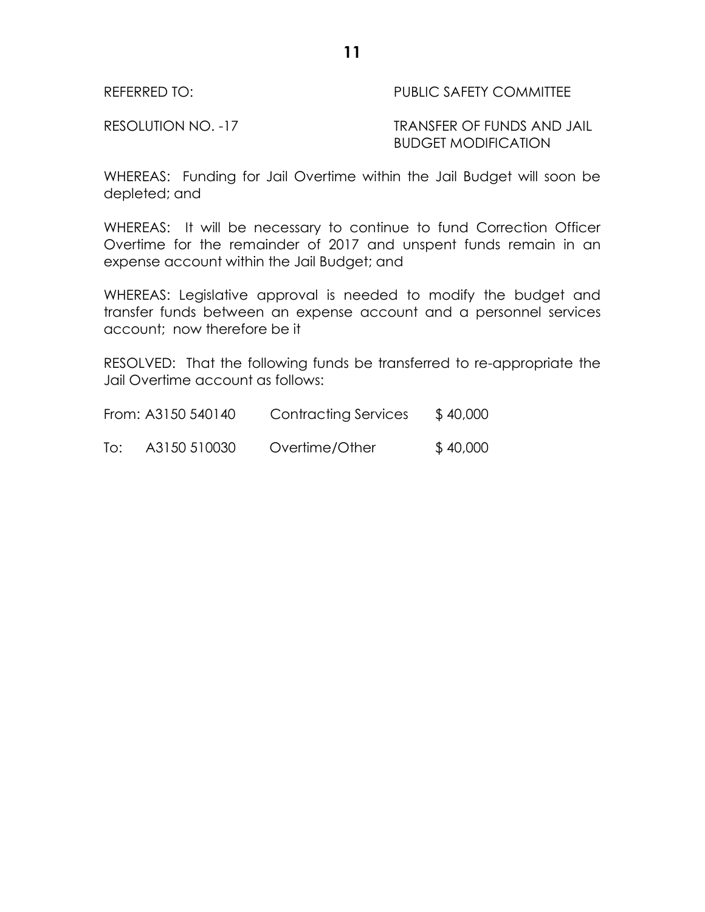REFERRED TO: PUBLIC SAFETY COMMITTEE

RESOLUTION NO. -17 TRANSFER OF FUNDS AND JAIL BUDGET MODIFICATION

WHEREAS: Funding for Jail Overtime within the Jail Budget will soon be depleted; and

WHEREAS: It will be necessary to continue to fund Correction Officer Overtime for the remainder of 2017 and unspent funds remain in an expense account within the Jail Budget; and

WHEREAS: Legislative approval is needed to modify the budget and transfer funds between an expense account and a personnel services account; now therefore be it

RESOLVED: That the following funds be transferred to re-appropriate the Jail Overtime account as follows:

| | | | |
|---|---|---|---|
| From: | A3150 540140 | Contracting Services | $ 40,000 |
| To: | A3150 510030 | Overtime/Other | $ 40,000 |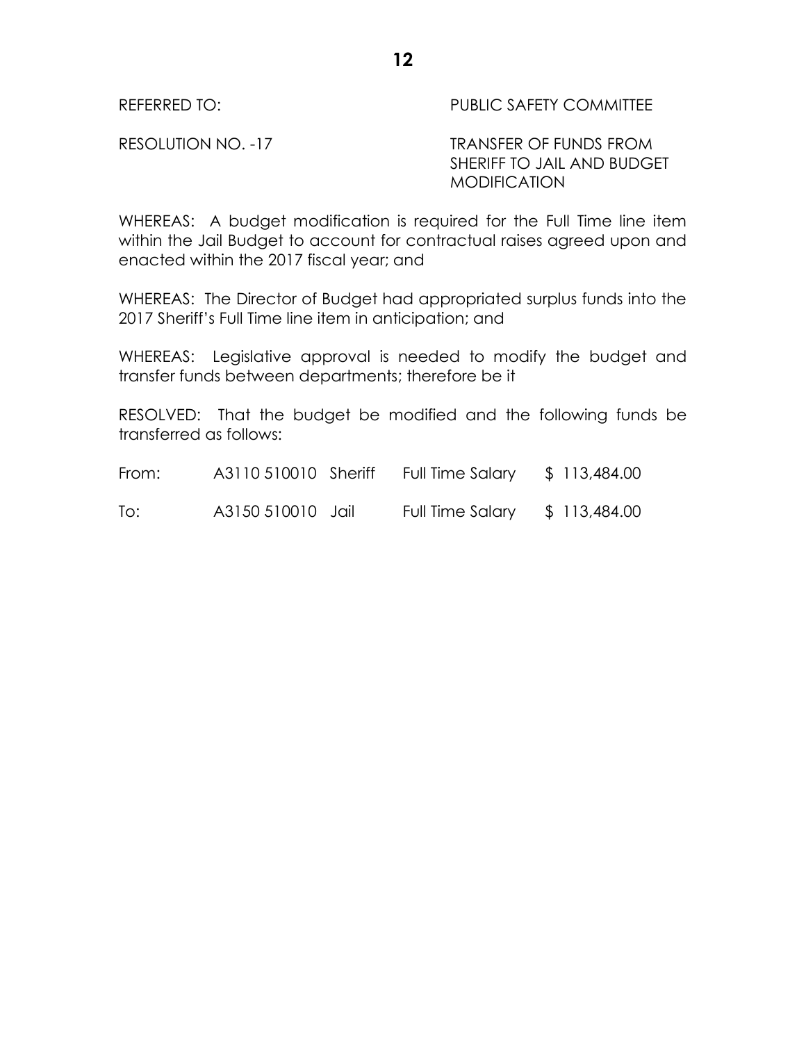REFERRED TO: PUBLIC SAFETY COMMITTEE

RESOLUTION NO. -17 TRANSFER OF FUNDS FROM SHERIFF TO JAIL AND BUDGET MODIFICATION

WHEREAS: A budget modification is required for the Full Time line item within the Jail Budget to account for contractual raises agreed upon and enacted within the 2017 fiscal year; and

WHEREAS: The Director of Budget had appropriated surplus funds into the 2017 Sheriff's Full Time line item in anticipation; and

WHEREAS: Legislative approval is needed to modify the budget and transfer funds between departments; therefore be it

RESOLVED: That the budget be modified and the following funds be transferred as follows:

| | | | | |
|---|---|---|---|---|
| From: | A3110 510010 | Sheriff | Full Time Salary | $ 113,484.00 |
| To: | A3150 510010 | Jail | Full Time Salary | $ 113,484.00 |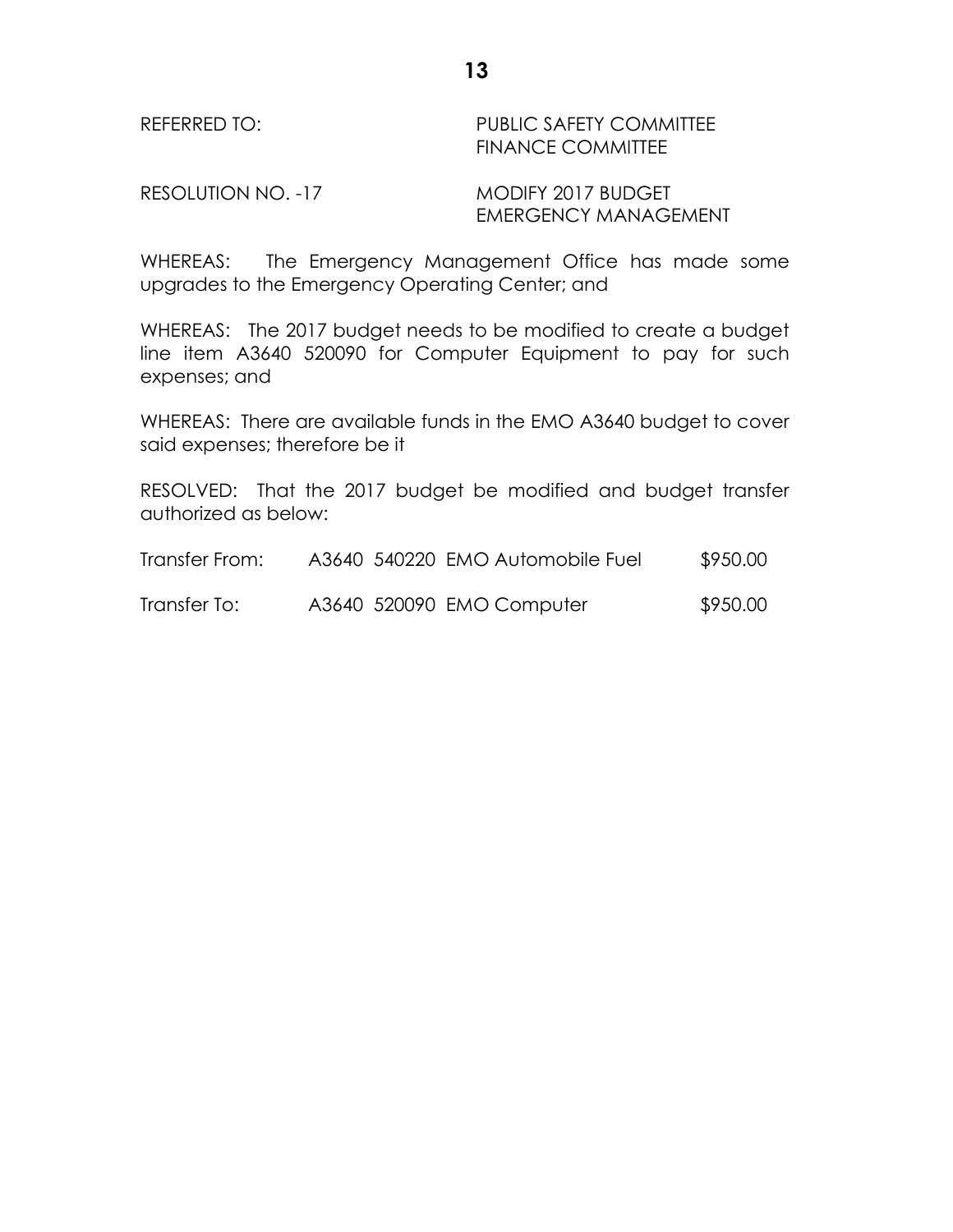REFERRED TO: PUBLIC SAFETY COMMITTEE
FINANCE COMMITTEE

RESOLUTION NO. -17 MODIFY 2017 BUDGET
EMERGENCY MANAGEMENT

WHEREAS: The Emergency Management Office has made some upgrades to the Emergency Operating Center; and

WHEREAS: The 2017 budget needs to be modified to create a budget line item A3640 520090 for Computer Equipment to pay for such expenses; and

WHEREAS: There are available funds in the EMO A3640 budget to cover said expenses; therefore be it

RESOLVED: That the 2017 budget be modified and budget transfer authorized as below:

| | | |
|---|---|---|
| Transfer From: | A3640 540220 EMO Automobile Fuel | $950.00 |
| Transfer To: | A3640 520090 EMO Computer | $950.00 |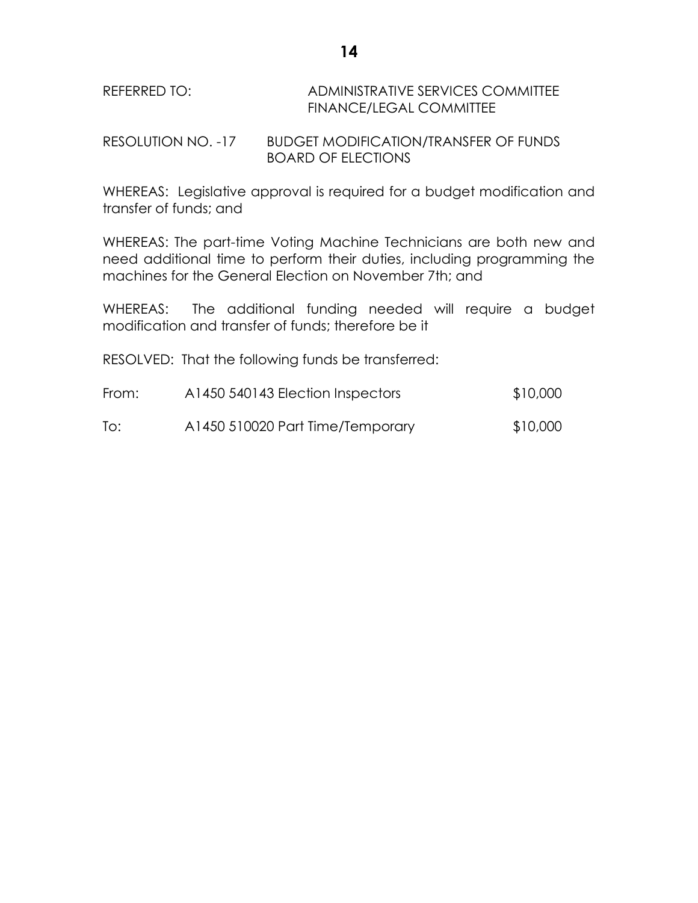REFERRED TO: ADMINISTRATIVE SERVICES COMMITTEE
FINANCE/LEGAL COMMITTEE

RESOLUTION NO. -17 BUDGET MODIFICATION/TRANSFER OF FUNDS
BOARD OF ELECTIONS

WHEREAS: Legislative approval is required for a budget modification and transfer of funds; and

WHEREAS: The part-time Voting Machine Technicians are both new and need additional time to perform their duties, including programming the machines for the General Election on November 7th; and

WHEREAS: The additional funding needed will require a budget modification and transfer of funds; therefore be it

RESOLVED: That the following funds be transferred:

| | | |
|---|---|---|
| From: | A1450 540143 Election Inspectors | \$10,000 |
| To: | A1450 510020 Part Time/Temporary | \$10,000 |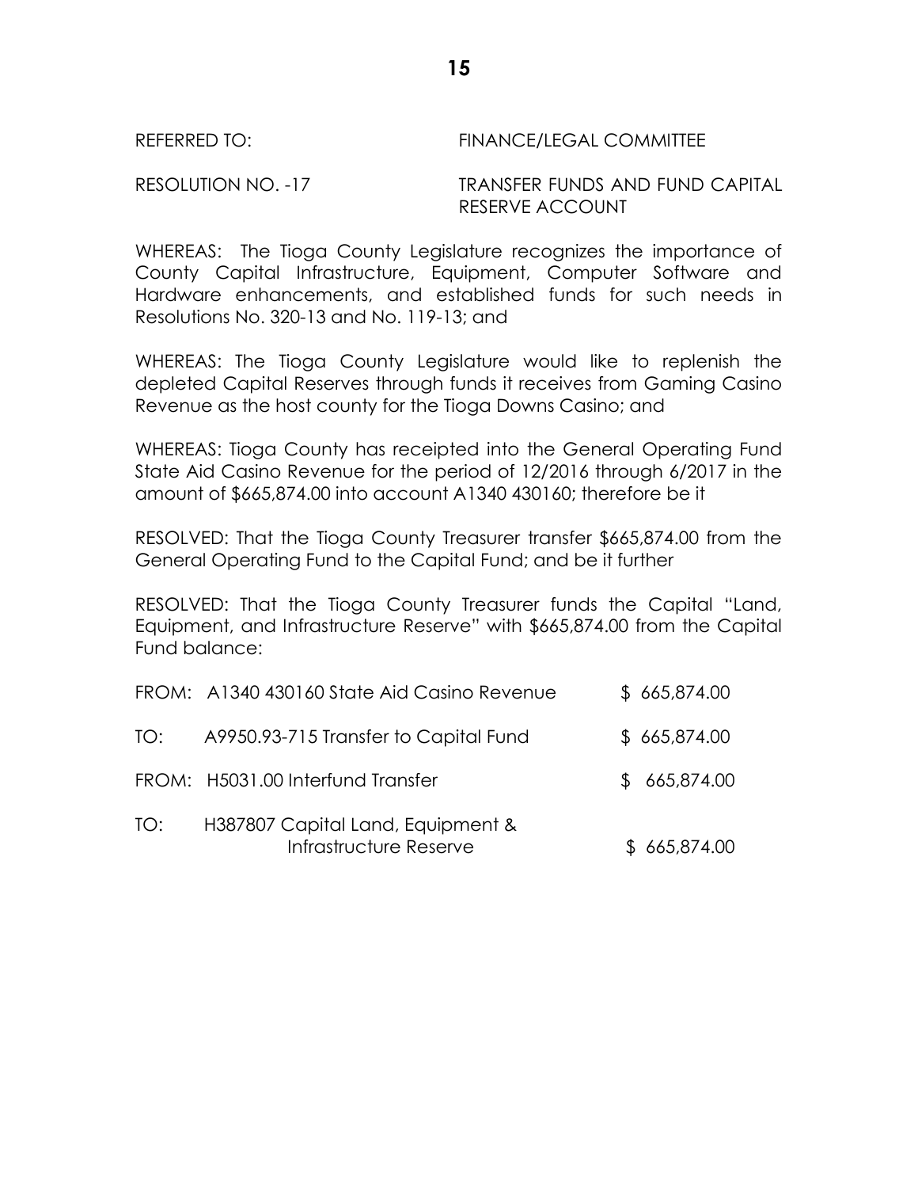REFERRED TO: FINANCE/LEGAL COMMITTEE

RESOLUTION NO. -17 TRANSFER FUNDS AND FUND CAPITAL RESERVE ACCOUNT

WHEREAS: The Tioga County Legislature recognizes the importance of County Capital Infrastructure, Equipment, Computer Software and Hardware enhancements, and established funds for such needs in Resolutions No. 320-13 and No. 119-13; and

WHEREAS: The Tioga County Legislature would like to replenish the depleted Capital Reserves through funds it receives from Gaming Casino Revenue as the host county for the Tioga Downs Casino; and

WHEREAS: Tioga County has receipted into the General Operating Fund State Aid Casino Revenue for the period of 12/2016 through 6/2017 in the amount of $665,874.00 into account A1340 430160; therefore be it

RESOLVED: That the Tioga County Treasurer transfer $665,874.00 from the General Operating Fund to the Capital Fund; and be it further

RESOLVED: That the Tioga County Treasurer funds the Capital "Land, Equipment, and Infrastructure Reserve" with $665,874.00 from the Capital Fund balance:

| | | |
|---|---|---|
| FROM: | A1340 430160 State Aid Casino Revenue | $ 665,874.00 |
| TO: | A9950.93-715 Transfer to Capital Fund | $ 665,874.00 |
| FROM: | H5031.00 Interfund Transfer | $ 665,874.00 |
| TO: | H387807 Capital Land, Equipment & Infrastructure Reserve | $ 665,874.00 |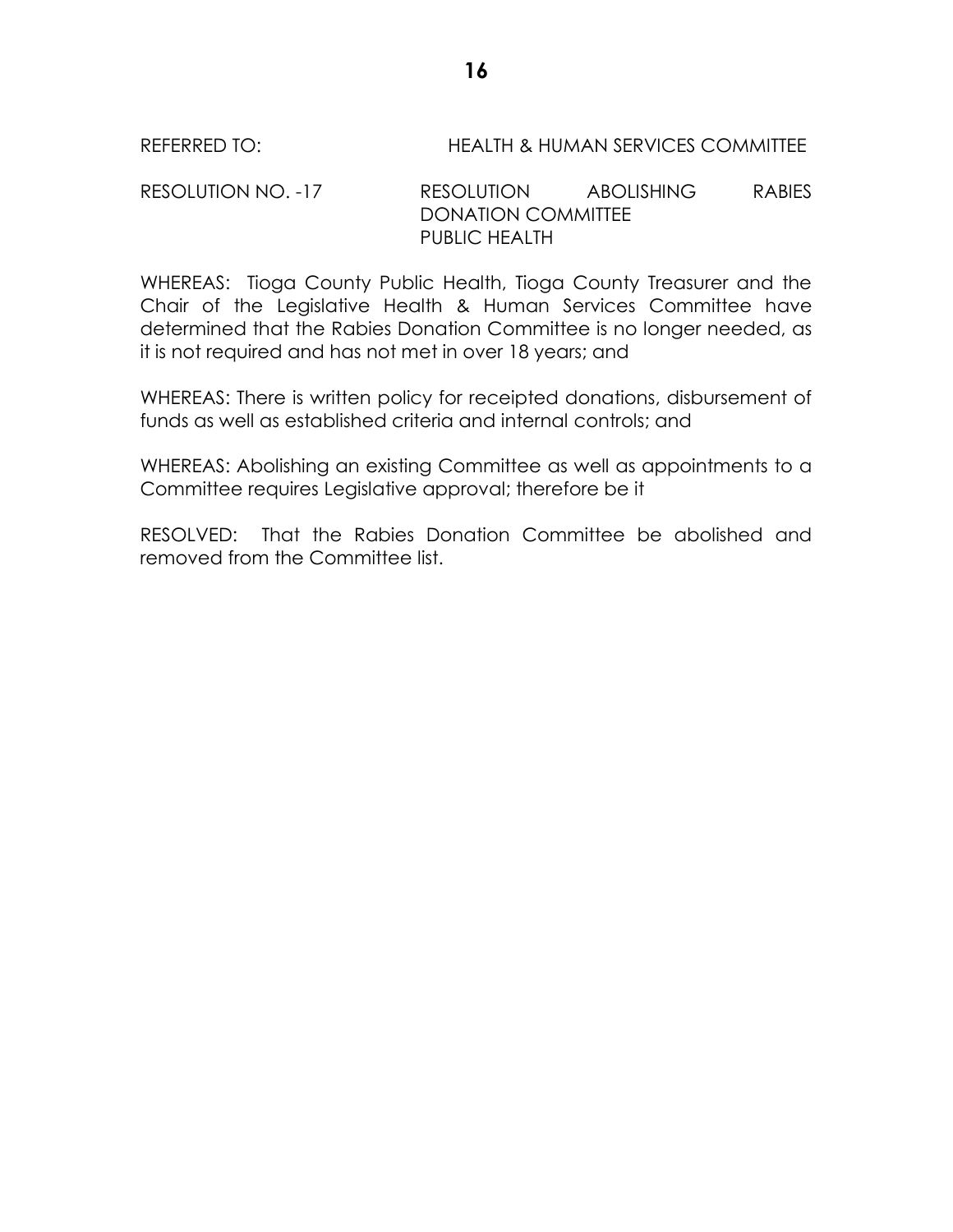REFERRED TO: HEALTH & HUMAN SERVICES COMMITTEE

RESOLUTION NO. -17 RESOLUTION ABOLISHING RABIES DONATION COMMITTEE
PUBLIC HEALTH

WHEREAS: Tioga County Public Health, Tioga County Treasurer and the Chair of the Legislative Health & Human Services Committee have determined that the Rabies Donation Committee is no longer needed, as it is not required and has not met in over 18 years; and

WHEREAS: There is written policy for receipted donations, disbursement of funds as well as established criteria and internal controls; and

WHEREAS: Abolishing an existing Committee as well as appointments to a Committee requires Legislative approval; therefore be it

RESOLVED: That the Rabies Donation Committee be abolished and removed from the Committee list.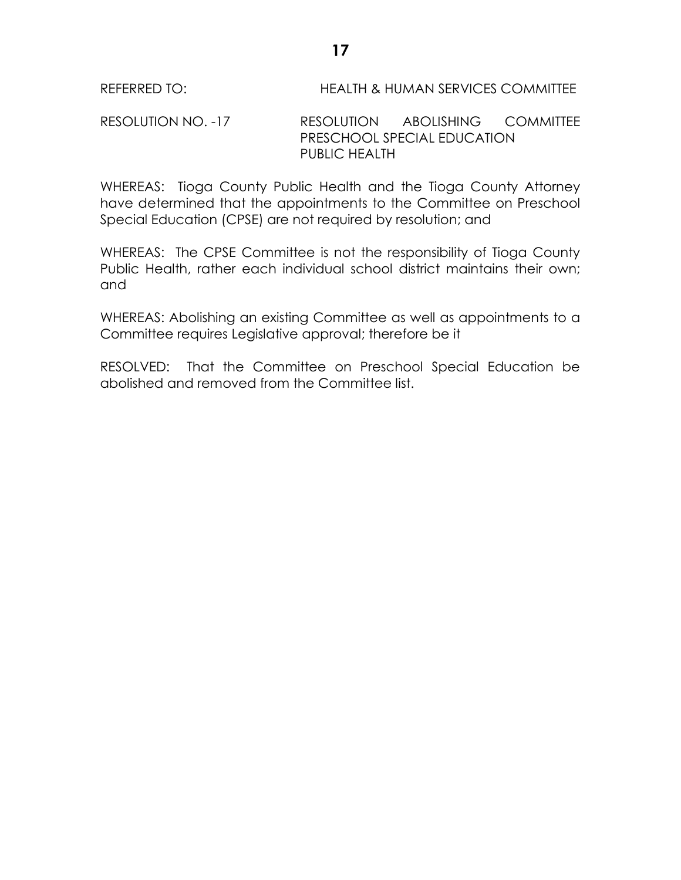REFERRED TO: HEALTH & HUMAN SERVICES COMMITTEE

RESOLUTION NO. -17 RESOLUTION ABOLISHING COMMITTEE PRESCHOOL SPECIAL EDUCATION PUBLIC HEALTH

WHEREAS: Tioga County Public Health and the Tioga County Attorney have determined that the appointments to the Committee on Preschool Special Education (CPSE) are not required by resolution; and

WHEREAS: The CPSE Committee is not the responsibility of Tioga County Public Health, rather each individual school district maintains their own; and

WHEREAS: Abolishing an existing Committee as well as appointments to a Committee requires Legislative approval; therefore be it

RESOLVED: That the Committee on Preschool Special Education be abolished and removed from the Committee list.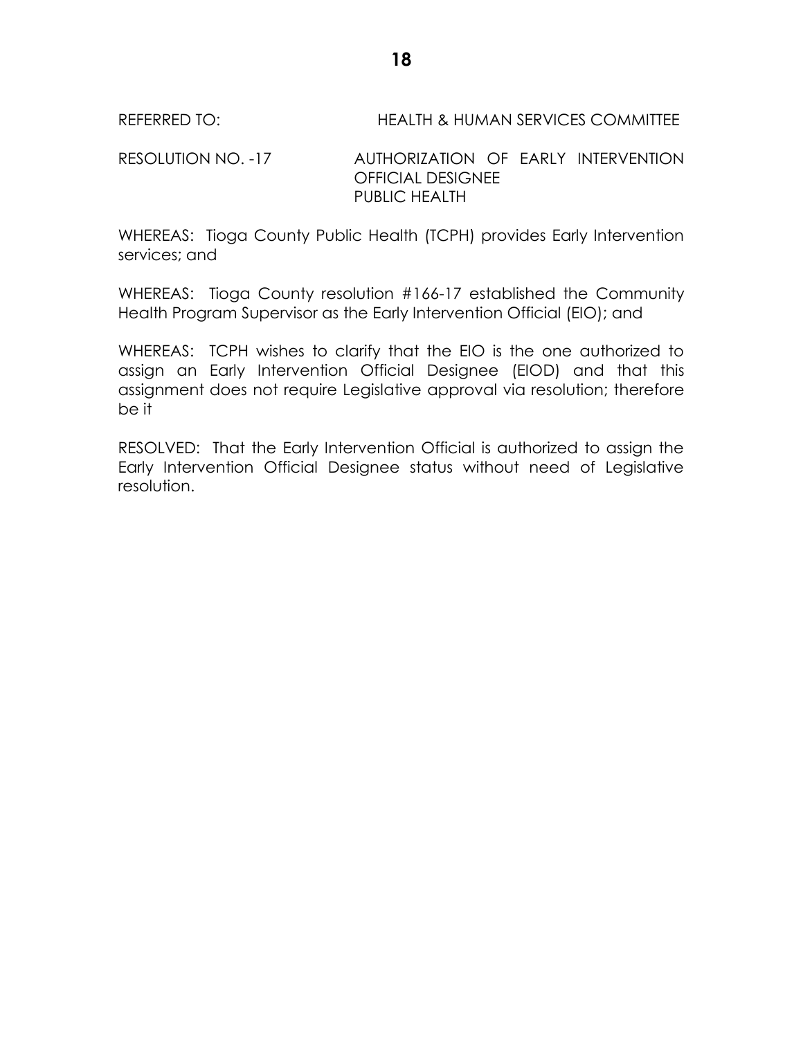REFERRED TO: HEALTH & HUMAN SERVICES COMMITTEE

RESOLUTION NO. -17 AUTHORIZATION OF EARLY INTERVENTION OFFICIAL DESIGNEE PUBLIC HEALTH

WHEREAS: Tioga County Public Health (TCPH) provides Early Intervention services; and

WHEREAS: Tioga County resolution #166-17 established the Community Health Program Supervisor as the Early Intervention Official (EIO); and

WHEREAS: TCPH wishes to clarify that the EIO is the one authorized to assign an Early Intervention Official Designee (EIOD) and that this assignment does not require Legislative approval via resolution; therefore be it

RESOLVED: That the Early Intervention Official is authorized to assign the Early Intervention Official Designee status without need of Legislative resolution.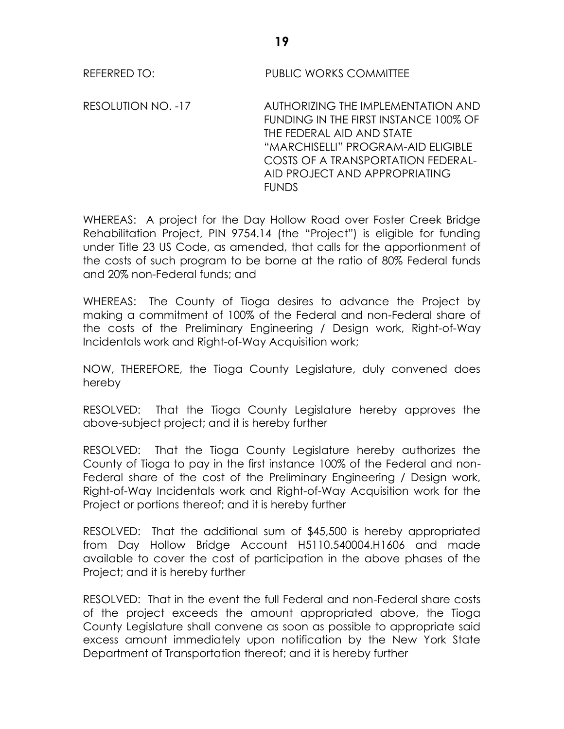REFERRED TO: PUBLIC WORKS COMMITTEE

RESOLUTION NO. -17 AUTHORIZING THE IMPLEMENTATION AND FUNDING IN THE FIRST INSTANCE 100% OF THE FEDERAL AID AND STATE "MARCHISELLI" PROGRAM-AID ELIGIBLE COSTS OF A TRANSPORTATION FEDERAL-AID PROJECT AND APPROPRIATING FUNDS

WHEREAS: A project for the Day Hollow Road over Foster Creek Bridge Rehabilitation Project, PIN 9754.14 (the "Project") is eligible for funding under Title 23 US Code, as amended, that calls for the apportionment of the costs of such program to be borne at the ratio of 80% Federal funds and 20% non-Federal funds; and

WHEREAS: The County of Tioga desires to advance the Project by making a commitment of 100% of the Federal and non-Federal share of the costs of the Preliminary Engineering / Design work, Right-of-Way Incidentals work and Right-of-Way Acquisition work;

NOW, THEREFORE, the Tioga County Legislature, duly convened does hereby

RESOLVED: That the Tioga County Legislature hereby approves the above-subject project; and it is hereby further

RESOLVED: That the Tioga County Legislature hereby authorizes the County of Tioga to pay in the first instance 100% of the Federal and non-Federal share of the cost of the Preliminary Engineering / Design work, Right-of-Way Incidentals work and Right-of-Way Acquisition work for the Project or portions thereof; and it is hereby further

RESOLVED: That the additional sum of $45,500 is hereby appropriated from Day Hollow Bridge Account H5110.540004.H1606 and made available to cover the cost of participation in the above phases of the Project; and it is hereby further

RESOLVED: That in the event the full Federal and non-Federal share costs of the project exceeds the amount appropriated above, the Tioga County Legislature shall convene as soon as possible to appropriate said excess amount immediately upon notification by the New York State Department of Transportation thereof; and it is hereby further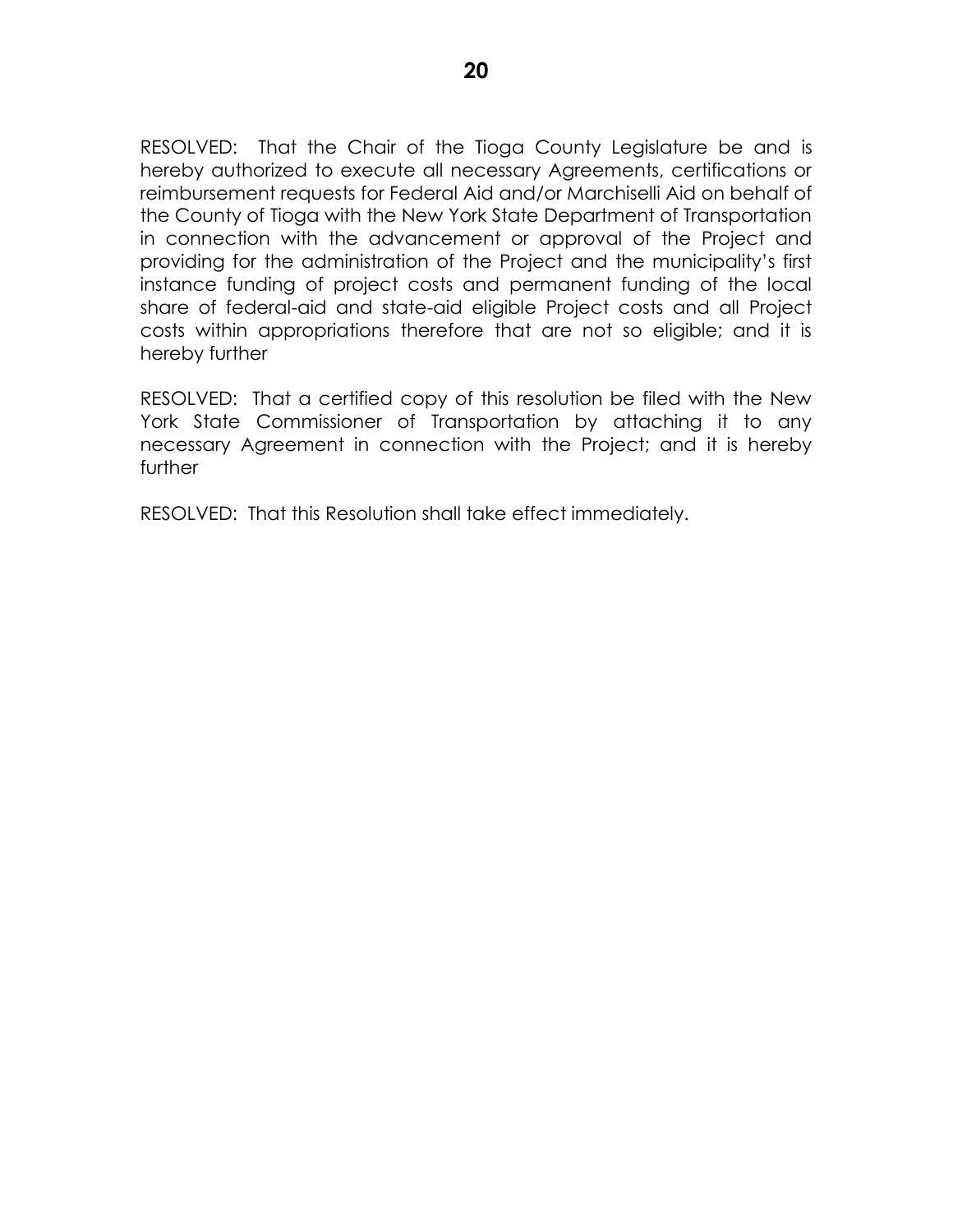RESOLVED: That the Chair of the Tioga County Legislature be and is hereby authorized to execute all necessary Agreements, certifications or reimbursement requests for Federal Aid and/or Marchiselli Aid on behalf of the County of Tioga with the New York State Department of Transportation in connection with the advancement or approval of the Project and providing for the administration of the Project and the municipality's first instance funding of project costs and permanent funding of the local share of federal-aid and state-aid eligible Project costs and all Project costs within appropriations therefore that are not so eligible; and it is hereby further

RESOLVED: That a certified copy of this resolution be filed with the New York State Commissioner of Transportation by attaching it to any necessary Agreement in connection with the Project; and it is hereby further

RESOLVED: That this Resolution shall take effect immediately.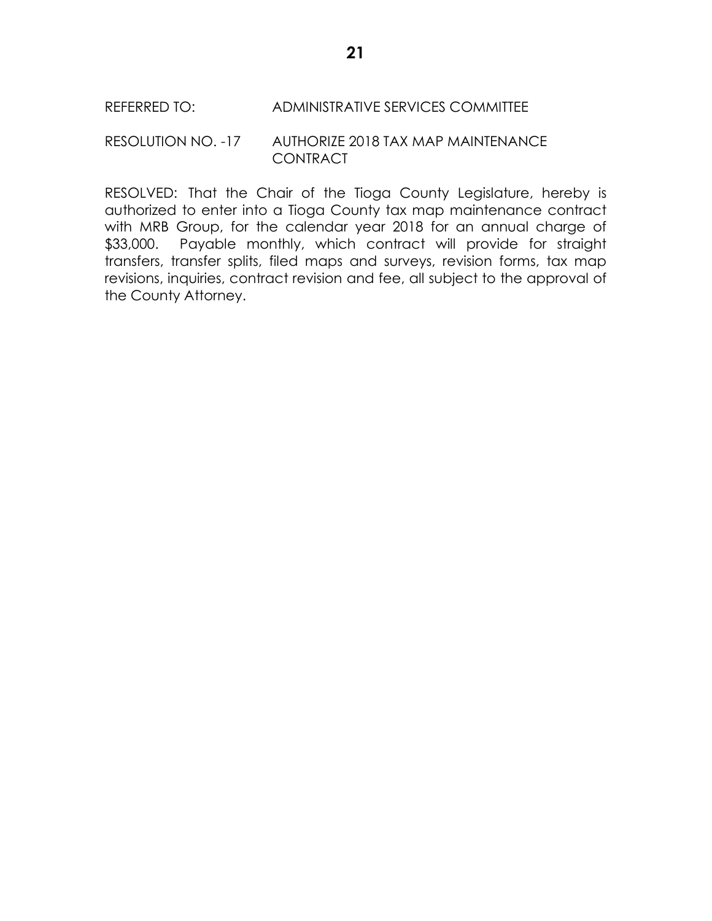REFERRED TO: ADMINISTRATIVE SERVICES COMMITTEE

RESOLUTION NO. -17 AUTHORIZE 2018 TAX MAP MAINTENANCE CONTRACT

RESOLVED: That the Chair of the Tioga County Legislature, hereby is authorized to enter into a Tioga County tax map maintenance contract with MRB Group, for the calendar year 2018 for an annual charge of $33,000. Payable monthly, which contract will provide for straight transfers, transfer splits, filed maps and surveys, revision forms, tax map revisions, inquiries, contract revision and fee, all subject to the approval of the County Attorney.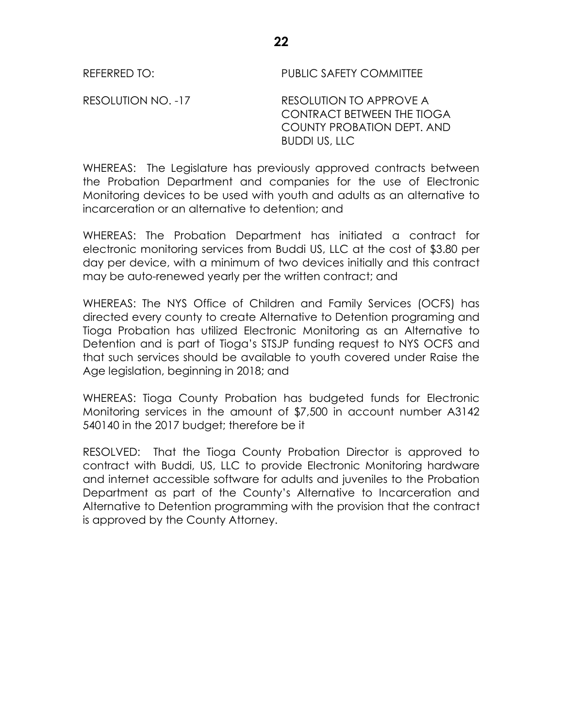REFERRED TO: PUBLIC SAFETY COMMITTEE

RESOLUTION NO. -17 RESOLUTION TO APPROVE A CONTRACT BETWEEN THE TIOGA COUNTY PROBATION DEPT. AND BUDDI US, LLC

WHEREAS: The Legislature has previously approved contracts between the Probation Department and companies for the use of Electronic Monitoring devices to be used with youth and adults as an alternative to incarceration or an alternative to detention; and

WHEREAS: The Probation Department has initiated a contract for electronic monitoring services from Buddi US, LLC at the cost of $3.80 per day per device, with a minimum of two devices initially and this contract may be auto-renewed yearly per the written contract; and

WHEREAS: The NYS Office of Children and Family Services (OCFS) has directed every county to create Alternative to Detention programing and Tioga Probation has utilized Electronic Monitoring as an Alternative to Detention and is part of Tioga's STSJP funding request to NYS OCFS and that such services should be available to youth covered under Raise the Age legislation, beginning in 2018; and

WHEREAS: Tioga County Probation has budgeted funds for Electronic Monitoring services in the amount of $7,500 in account number A3142 540140 in the 2017 budget; therefore be it

RESOLVED: That the Tioga County Probation Director is approved to contract with Buddi, US, LLC to provide Electronic Monitoring hardware and internet accessible software for adults and juveniles to the Probation Department as part of the County's Alternative to Incarceration and Alternative to Detention programming with the provision that the contract is approved by the County Attorney.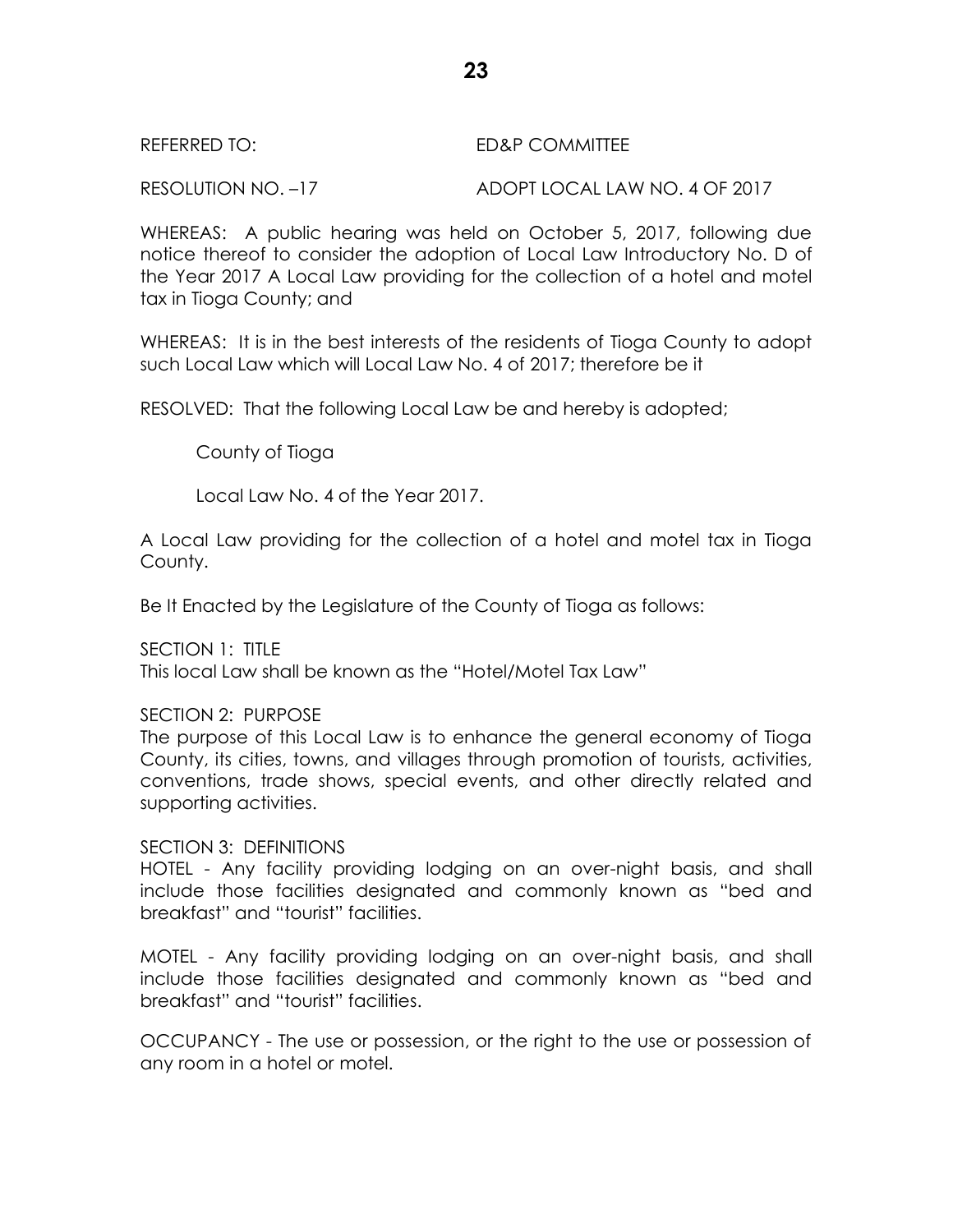REFERRED TO: ED&P COMMITTEE

RESOLUTION NO. –17 ADOPT LOCAL LAW NO. 4 OF 2017

WHEREAS: A public hearing was held on October 5, 2017, following due notice thereof to consider the adoption of Local Law Introductory No. D of the Year 2017 A Local Law providing for the collection of a hotel and motel tax in Tioga County; and

WHEREAS: It is in the best interests of the residents of Tioga County to adopt such Local Law which will Local Law No. 4 of 2017; therefore be it

RESOLVED: That the following Local Law be and hereby is adopted;

County of Tioga

Local Law No. 4 of the Year 2017.

A Local Law providing for the collection of a hotel and motel tax in Tioga County.

Be It Enacted by the Legislature of the County of Tioga as follows:

SECTION 1: TITLE
This local Law shall be known as the "Hotel/Motel Tax Law"

SECTION 2: PURPOSE
The purpose of this Local Law is to enhance the general economy of Tioga County, its cities, towns, and villages through promotion of tourists, activities, conventions, trade shows, special events, and other directly related and supporting activities.

SECTION 3: DEFINITIONS
HOTEL - Any facility providing lodging on an over-night basis, and shall include those facilities designated and commonly known as "bed and breakfast" and "tourist" facilities.

MOTEL - Any facility providing lodging on an over-night basis, and shall include those facilities designated and commonly known as "bed and breakfast" and "tourist" facilities.

OCCUPANCY - The use or possession, or the right to the use or possession of any room in a hotel or motel.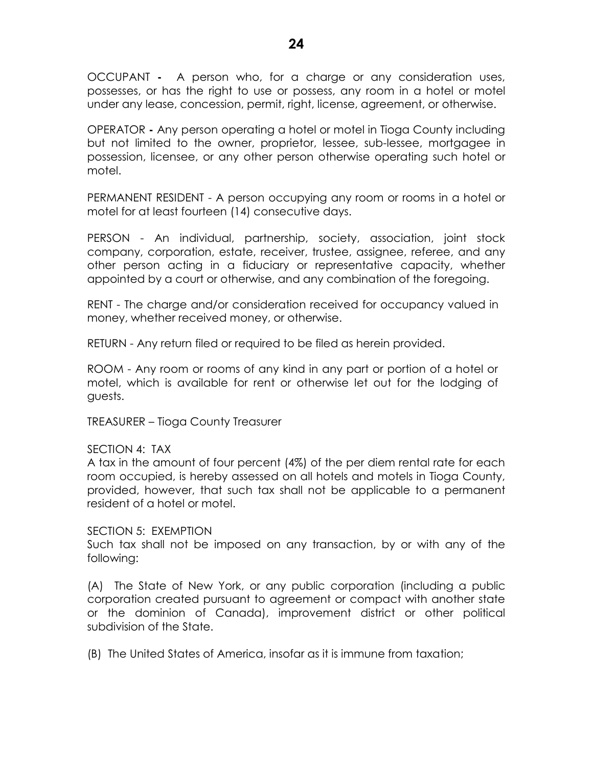OCCUPANT - A person who, for a charge or any consideration uses, possesses, or has the right to use or possess, any room in a hotel or motel under any lease, concession, permit, right, license, agreement, or otherwise.

OPERATOR - Any person operating a hotel or motel in Tioga County including but not limited to the owner, proprietor, lessee, sub-lessee, mortgagee in possession, licensee, or any other person otherwise operating such hotel or motel.

PERMANENT RESIDENT - A person occupying any room or rooms in a hotel or motel for at least fourteen (14) consecutive days.

PERSON - An individual, partnership, society, association, joint stock company, corporation, estate, receiver, trustee, assignee, referee, and any other person acting in a fiduciary or representative capacity, whether appointed by a court or otherwise, and any combination of the foregoing.

RENT - The charge and/or consideration received for occupancy valued in money, whether received money, or otherwise.

RETURN - Any return filed or required to be filed as herein provided.

ROOM - Any room or rooms of any kind in any part or portion of a hotel or motel, which is available for rent or otherwise let out for the lodging of guests.

TREASURER – Tioga County Treasurer

SECTION 4: TAX

A tax in the amount of four percent (4%) of the per diem rental rate for each room occupied, is hereby assessed on all hotels and motels in Tioga County, provided, however, that such tax shall not be applicable to a permanent resident of a hotel or motel.

SECTION 5: EXEMPTION

Such tax shall not be imposed on any transaction, by or with any of the following:

(A) The State of New York, or any public corporation (including a public corporation created pursuant to agreement or compact with another state or the dominion of Canada), improvement district or other political subdivision of the State.

(B) The United States of America, insofar as it is immune from taxation;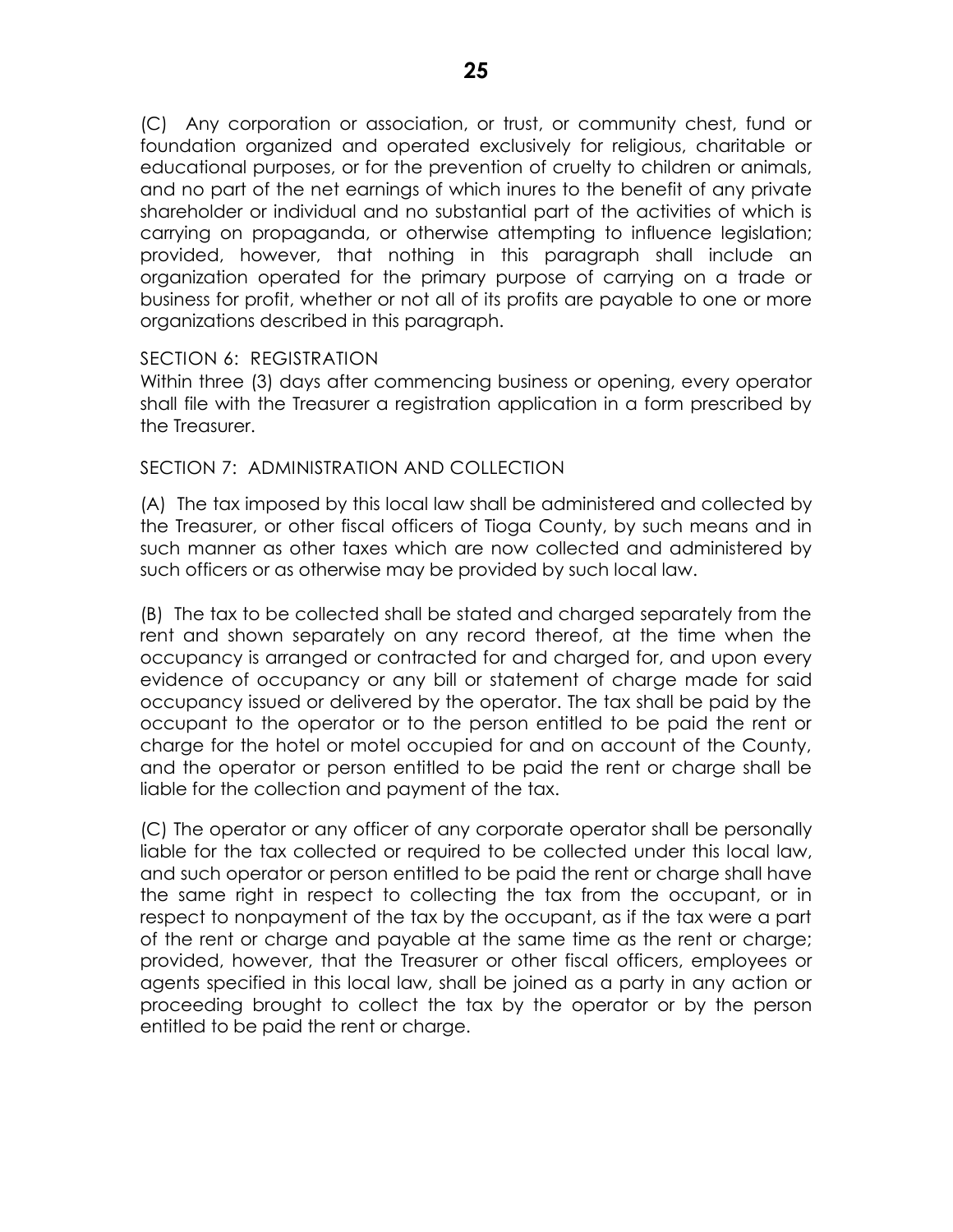(C) Any corporation or association, or trust, or community chest, fund or foundation organized and operated exclusively for religious, charitable or educational purposes, or for the prevention of cruelty to children or animals, and no part of the net earnings of which inures to the benefit of any private shareholder or individual and no substantial part of the activities of which is carrying on propaganda, or otherwise attempting to influence legislation; provided, however, that nothing in this paragraph shall include an organization operated for the primary purpose of carrying on a trade or business for profit, whether or not all of its profits are payable to one or more organizations described in this paragraph.

SECTION 6: REGISTRATION

Within three (3) days after commencing business or opening, every operator shall file with the Treasurer a registration application in a form prescribed by the Treasurer.

SECTION 7: ADMINISTRATION AND COLLECTION

(A) The tax imposed by this local law shall be administered and collected by the Treasurer, or other fiscal officers of Tioga County, by such means and in such manner as other taxes which are now collected and administered by such officers or as otherwise may be provided by such local law.

(B) The tax to be collected shall be stated and charged separately from the rent and shown separately on any record thereof, at the time when the occupancy is arranged or contracted for and charged for, and upon every evidence of occupancy or any bill or statement of charge made for said occupancy issued or delivered by the operator. The tax shall be paid by the occupant to the operator or to the person entitled to be paid the rent or charge for the hotel or motel occupied for and on account of the County, and the operator or person entitled to be paid the rent or charge shall be liable for the collection and payment of the tax.

(C) The operator or any officer of any corporate operator shall be personally liable for the tax collected or required to be collected under this local law, and such operator or person entitled to be paid the rent or charge shall have the same right in respect to collecting the tax from the occupant, or in respect to nonpayment of the tax by the occupant, as if the tax were a part of the rent or charge and payable at the same time as the rent or charge; provided, however, that the Treasurer or other fiscal officers, employees or agents specified in this local law, shall be joined as a party in any action or proceeding brought to collect the tax by the operator or by the person entitled to be paid the rent or charge.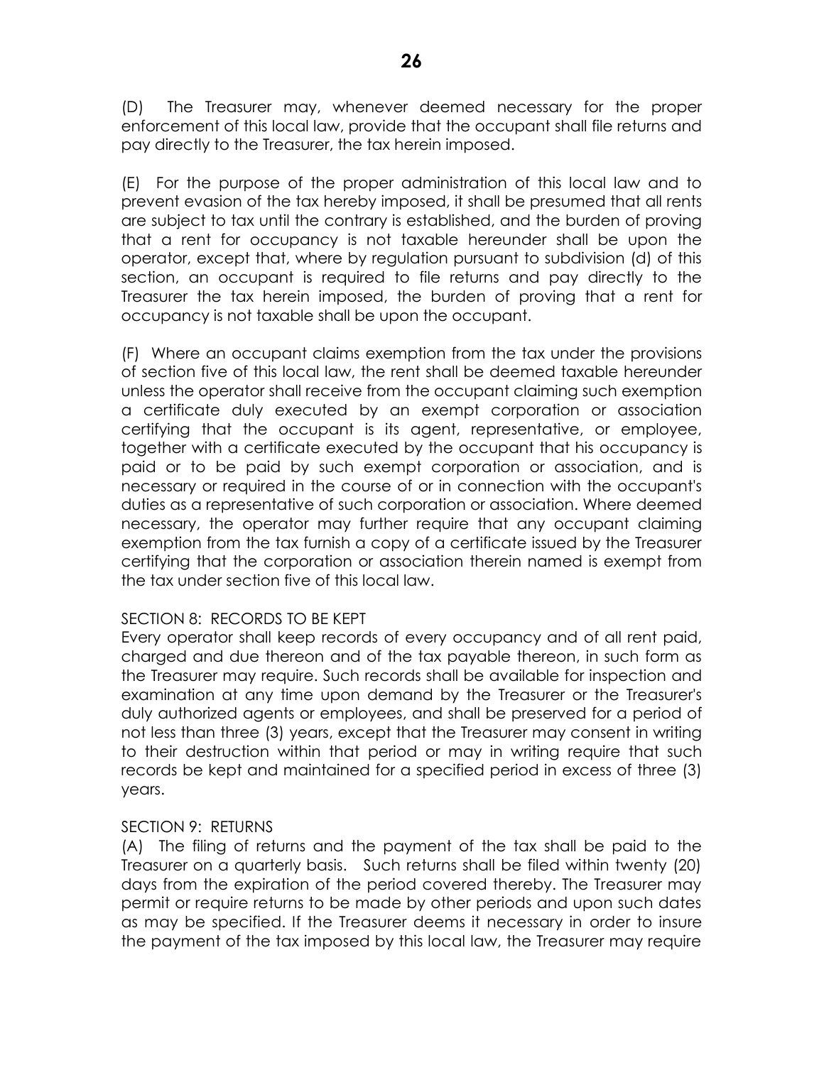(D) The Treasurer may, whenever deemed necessary for the proper enforcement of this local law, provide that the occupant shall file returns and pay directly to the Treasurer, the tax herein imposed.

(E) For the purpose of the proper administration of this local law and to prevent evasion of the tax hereby imposed, it shall be presumed that all rents are subject to tax until the contrary is established, and the burden of proving that a rent for occupancy is not taxable hereunder shall be upon the operator, except that, where by regulation pursuant to subdivision (d) of this section, an occupant is required to file returns and pay directly to the Treasurer the tax herein imposed, the burden of proving that a rent for occupancy is not taxable shall be upon the occupant.

(F) Where an occupant claims exemption from the tax under the provisions of section five of this local law, the rent shall be deemed taxable hereunder unless the operator shall receive from the occupant claiming such exemption a certificate duly executed by an exempt corporation or association certifying that the occupant is its agent, representative, or employee, together with a certificate executed by the occupant that his occupancy is paid or to be paid by such exempt corporation or association, and is necessary or required in the course of or in connection with the occupant's duties as a representative of such corporation or association. Where deemed necessary, the operator may further require that any occupant claiming exemption from the tax furnish a copy of a certificate issued by the Treasurer certifying that the corporation or association therein named is exempt from the tax under section five of this local law.

SECTION 8: RECORDS TO BE KEPT

Every operator shall keep records of every occupancy and of all rent paid, charged and due thereon and of the tax payable thereon, in such form as the Treasurer may require. Such records shall be available for inspection and examination at any time upon demand by the Treasurer or the Treasurer's duly authorized agents or employees, and shall be preserved for a period of not less than three (3) years, except that the Treasurer may consent in writing to their destruction within that period or may in writing require that such records be kept and maintained for a specified period in excess of three (3) years.

SECTION 9: RETURNS

(A) The filing of returns and the payment of the tax shall be paid to the Treasurer on a quarterly basis. Such returns shall be filed within twenty (20) days from the expiration of the period covered thereby. The Treasurer may permit or require returns to be made by other periods and upon such dates as may be specified. If the Treasurer deems it necessary in order to insure the payment of the tax imposed by this local law, the Treasurer may require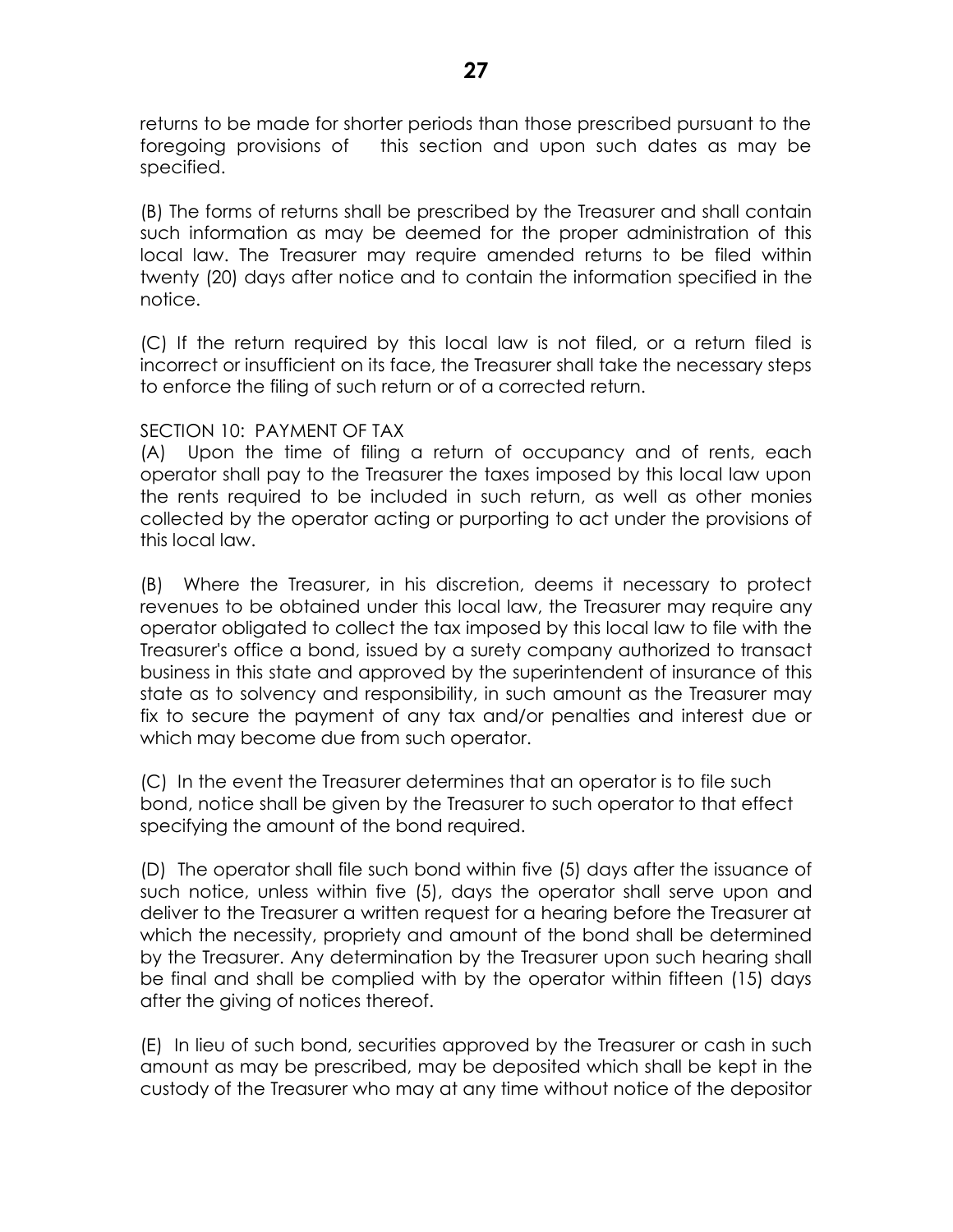returns to be made for shorter periods than those prescribed pursuant to the foregoing provisions of this section and upon such dates as may be specified.

(B) The forms of returns shall be prescribed by the Treasurer and shall contain such information as may be deemed for the proper administration of this local law. The Treasurer may require amended returns to be filed within twenty (20) days after notice and to contain the information specified in the notice.

(C) If the return required by this local law is not filed, or a return filed is incorrect or insufficient on its face, the Treasurer shall take the necessary steps to enforce the filing of such return or of a corrected return.

SECTION 10: PAYMENT OF TAX

(A) Upon the time of filing a return of occupancy and of rents, each operator shall pay to the Treasurer the taxes imposed by this local law upon the rents required to be included in such return, as well as other monies collected by the operator acting or purporting to act under the provisions of this local law.

(B) Where the Treasurer, in his discretion, deems it necessary to protect revenues to be obtained under this local law, the Treasurer may require any operator obligated to collect the tax imposed by this local law to file with the Treasurer's office a bond, issued by a surety company authorized to transact business in this state and approved by the superintendent of insurance of this state as to solvency and responsibility, in such amount as the Treasurer may fix to secure the payment of any tax and/or penalties and interest due or which may become due from such operator.

(C) In the event the Treasurer determines that an operator is to file such bond, notice shall be given by the Treasurer to such operator to that effect specifying the amount of the bond required.

(D) The operator shall file such bond within five (5) days after the issuance of such notice, unless within five (5), days the operator shall serve upon and deliver to the Treasurer a written request for a hearing before the Treasurer at which the necessity, propriety and amount of the bond shall be determined by the Treasurer. Any determination by the Treasurer upon such hearing shall be final and shall be complied with by the operator within fifteen (15) days after the giving of notices thereof.

(E) In lieu of such bond, securities approved by the Treasurer or cash in such amount as may be prescribed, may be deposited which shall be kept in the custody of the Treasurer who may at any time without notice of the depositor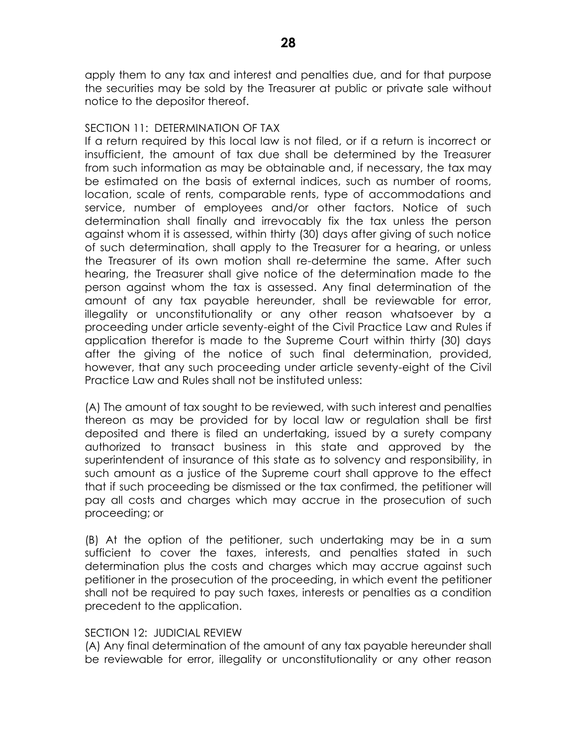apply them to any tax and interest and penalties due, and for that purpose the securities may be sold by the Treasurer at public or private sale without notice to the depositor thereof.

SECTION 11: DETERMINATION OF TAX

If a return required by this local law is not filed, or if a return is incorrect or insufficient, the amount of tax due shall be determined by the Treasurer from such information as may be obtainable and, if necessary, the tax may be estimated on the basis of external indices, such as number of rooms, location, scale of rents, comparable rents, type of accommodations and service, number of employees and/or other factors. Notice of such determination shall finally and irrevocably fix the tax unless the person against whom it is assessed, within thirty (30) days after giving of such notice of such determination, shall apply to the Treasurer for a hearing, or unless the Treasurer of its own motion shall re-determine the same. After such hearing, the Treasurer shall give notice of the determination made to the person against whom the tax is assessed. Any final determination of the amount of any tax payable hereunder, shall be reviewable for error, illegality or unconstitutionality or any other reason whatsoever by a proceeding under article seventy-eight of the Civil Practice Law and Rules if application therefor is made to the Supreme Court within thirty (30) days after the giving of the notice of such final determination, provided, however, that any such proceeding under article seventy-eight of the Civil Practice Law and Rules shall not be instituted unless:

(A) The amount of tax sought to be reviewed, with such interest and penalties thereon as may be provided for by local law or regulation shall be first deposited and there is filed an undertaking, issued by a surety company authorized to transact business in this state and approved by the superintendent of insurance of this state as to solvency and responsibility, in such amount as a justice of the Supreme court shall approve to the effect that if such proceeding be dismissed or the tax confirmed, the petitioner will pay all costs and charges which may accrue in the prosecution of such proceeding; or

(B) At the option of the petitioner, such undertaking may be in a sum sufficient to cover the taxes, interests, and penalties stated in such determination plus the costs and charges which may accrue against such petitioner in the prosecution of the proceeding, in which event the petitioner shall not be required to pay such taxes, interests or penalties as a condition precedent to the application.

SECTION 12: JUDICIAL REVIEW

(A) Any final determination of the amount of any tax payable hereunder shall be reviewable for error, illegality or unconstitutionality or any other reason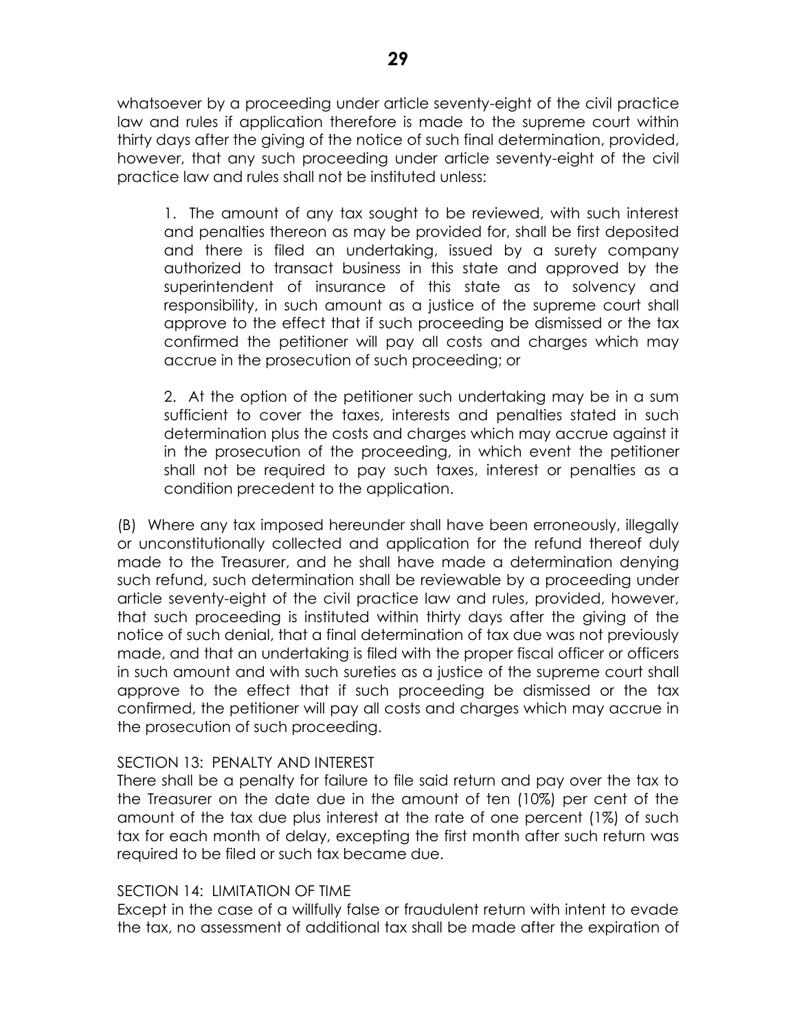whatsoever by a proceeding under article seventy-eight of the civil practice law and rules if application therefore is made to the supreme court within thirty days after the giving of the notice of such final determination, provided, however, that any such proceeding under article seventy-eight of the civil practice law and rules shall not be instituted unless:

1. The amount of any tax sought to be reviewed, with such interest and penalties thereon as may be provided for, shall be first deposited and there is filed an undertaking, issued by a surety company authorized to transact business in this state and approved by the superintendent of insurance of this state as to solvency and responsibility, in such amount as a justice of the supreme court shall approve to the effect that if such proceeding be dismissed or the tax confirmed the petitioner will pay all costs and charges which may accrue in the prosecution of such proceeding; or

2. At the option of the petitioner such undertaking may be in a sum sufficient to cover the taxes, interests and penalties stated in such determination plus the costs and charges which may accrue against it in the prosecution of the proceeding, in which event the petitioner shall not be required to pay such taxes, interest or penalties as a condition precedent to the application.

(B) Where any tax imposed hereunder shall have been erroneously, illegally or unconstitutionally collected and application for the refund thereof duly made to the Treasurer, and he shall have made a determination denying such refund, such determination shall be reviewable by a proceeding under article seventy-eight of the civil practice law and rules, provided, however, that such proceeding is instituted within thirty days after the giving of the notice of such denial, that a final determination of tax due was not previously made, and that an undertaking is filed with the proper fiscal officer or officers in such amount and with such sureties as a justice of the supreme court shall approve to the effect that if such proceeding be dismissed or the tax confirmed, the petitioner will pay all costs and charges which may accrue in the prosecution of such proceeding.

SECTION 13: PENALTY AND INTEREST

There shall be a penalty for failure to file said return and pay over the tax to the Treasurer on the date due in the amount of ten (10%) per cent of the amount of the tax due plus interest at the rate of one percent (1%) of such tax for each month of delay, excepting the first month after such return was required to be filed or such tax became due.

SECTION 14: LIMITATION OF TIME

Except in the case of a willfully false or fraudulent return with intent to evade the tax, no assessment of additional tax shall be made after the expiration of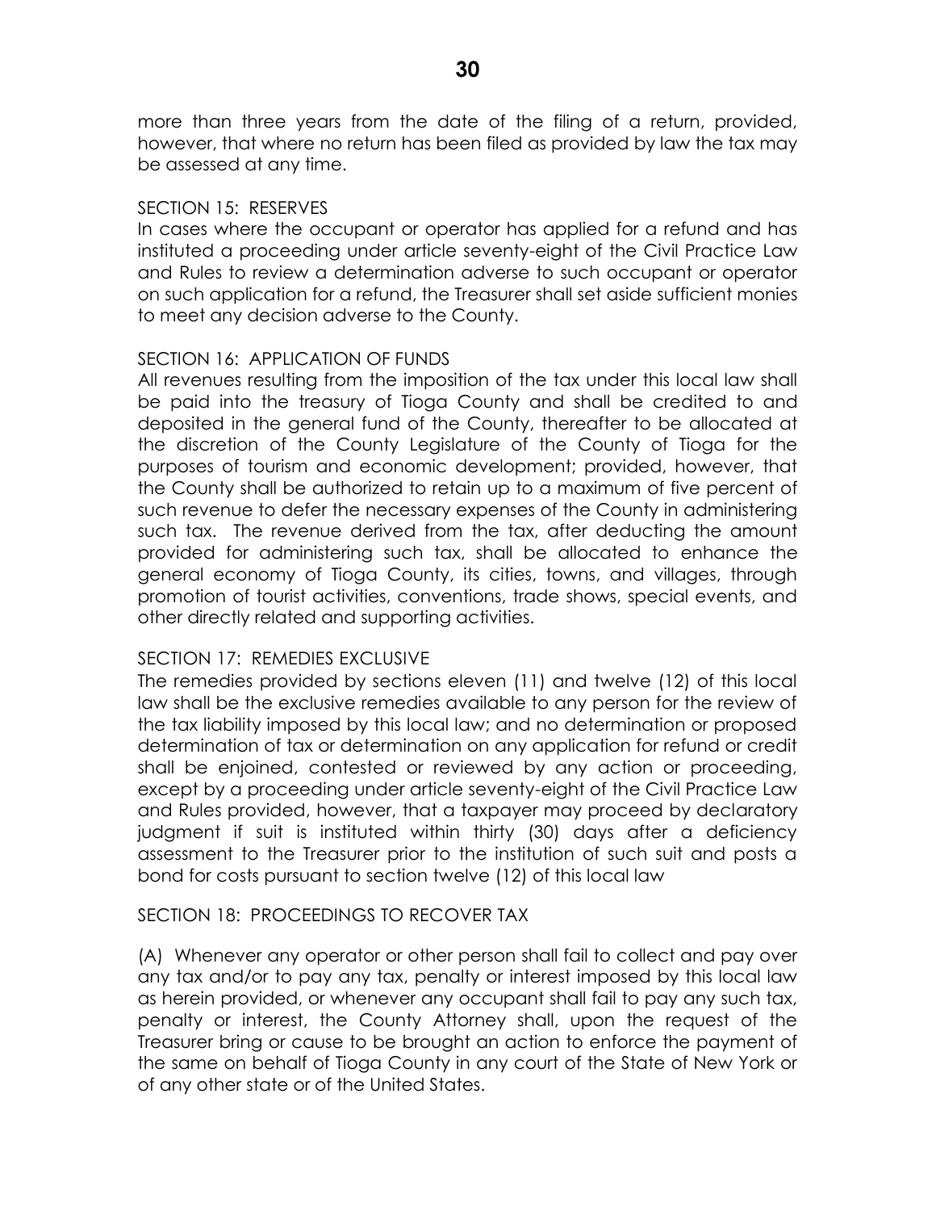more than three years from the date of the filing of a return, provided, however, that where no return has been filed as provided by law the tax may be assessed at any time.

SECTION 15: RESERVES

In cases where the occupant or operator has applied for a refund and has instituted a proceeding under article seventy-eight of the Civil Practice Law and Rules to review a determination adverse to such occupant or operator on such application for a refund, the Treasurer shall set aside sufficient monies to meet any decision adverse to the County.

SECTION 16: APPLICATION OF FUNDS

All revenues resulting from the imposition of the tax under this local law shall be paid into the treasury of Tioga County and shall be credited to and deposited in the general fund of the County, thereafter to be allocated at the discretion of the County Legislature of the County of Tioga for the purposes of tourism and economic development; provided, however, that the County shall be authorized to retain up to a maximum of five percent of such revenue to defer the necessary expenses of the County in administering such tax. The revenue derived from the tax, after deducting the amount provided for administering such tax, shall be allocated to enhance the general economy of Tioga County, its cities, towns, and villages, through promotion of tourist activities, conventions, trade shows, special events, and other directly related and supporting activities.

SECTION 17: REMEDIES EXCLUSIVE

The remedies provided by sections eleven (11) and twelve (12) of this local law shall be the exclusive remedies available to any person for the review of the tax liability imposed by this local law; and no determination or proposed determination of tax or determination on any application for refund or credit shall be enjoined, contested or reviewed by any action or proceeding, except by a proceeding under article seventy-eight of the Civil Practice Law and Rules provided, however, that a taxpayer may proceed by declaratory judgment if suit is instituted within thirty (30) days after a deficiency assessment to the Treasurer prior to the institution of such suit and posts a bond for costs pursuant to section twelve (12) of this local law

SECTION 18: PROCEEDINGS TO RECOVER TAX

(A) Whenever any operator or other person shall fail to collect and pay over any tax and/or to pay any tax, penalty or interest imposed by this local law as herein provided, or whenever any occupant shall fail to pay any such tax, penalty or interest, the County Attorney shall, upon the request of the Treasurer bring or cause to be brought an action to enforce the payment of the same on behalf of Tioga County in any court of the State of New York or of any other state or of the United States.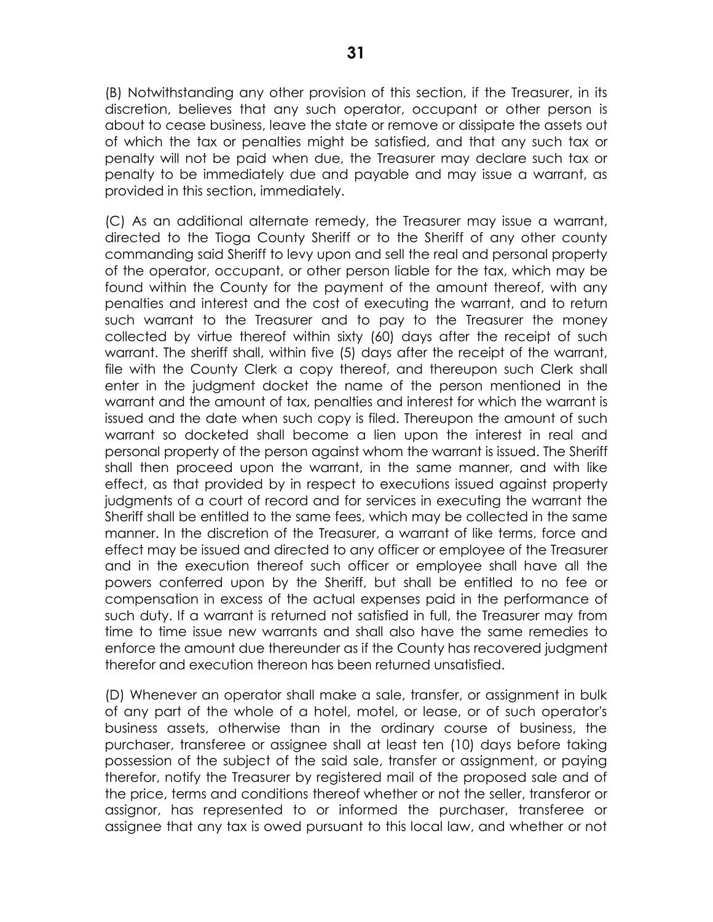(B) Notwithstanding any other provision of this section, if the Treasurer, in its discretion, believes that any such operator, occupant or other person is about to cease business, leave the state or remove or dissipate the assets out of which the tax or penalties might be satisfied, and that any such tax or penalty will not be paid when due, the Treasurer may declare such tax or penalty to be immediately due and payable and may issue a warrant, as provided in this section, immediately.

(C) As an additional alternate remedy, the Treasurer may issue a warrant, directed to the Tioga County Sheriff or to the Sheriff of any other county commanding said Sheriff to levy upon and sell the real and personal property of the operator, occupant, or other person liable for the tax, which may be found within the County for the payment of the amount thereof, with any penalties and interest and the cost of executing the warrant, and to return such warrant to the Treasurer and to pay to the Treasurer the money collected by virtue thereof within sixty (60) days after the receipt of such warrant. The sheriff shall, within five (5) days after the receipt of the warrant, file with the County Clerk a copy thereof, and thereupon such Clerk shall enter in the judgment docket the name of the person mentioned in the warrant and the amount of tax, penalties and interest for which the warrant is issued and the date when such copy is filed. Thereupon the amount of such warrant so docketed shall become a lien upon the interest in real and personal property of the person against whom the warrant is issued. The Sheriff shall then proceed upon the warrant, in the same manner, and with like effect, as that provided by in respect to executions issued against property judgments of a court of record and for services in executing the warrant the Sheriff shall be entitled to the same fees, which may be collected in the same manner. In the discretion of the Treasurer, a warrant of like terms, force and effect may be issued and directed to any officer or employee of the Treasurer and in the execution thereof such officer or employee shall have all the powers conferred upon by the Sheriff, but shall be entitled to no fee or compensation in excess of the actual expenses paid in the performance of such duty. If a warrant is returned not satisfied in full, the Treasurer may from time to time issue new warrants and shall also have the same remedies to enforce the amount due thereunder as if the County has recovered judgment therefor and execution thereon has been returned unsatisfied.

(D) Whenever an operator shall make a sale, transfer, or assignment in bulk of any part of the whole of a hotel, motel, or lease, or of such operator's business assets, otherwise than in the ordinary course of business, the purchaser, transferee or assignee shall at least ten (10) days before taking possession of the subject of the said sale, transfer or assignment, or paying therefor, notify the Treasurer by registered mail of the proposed sale and of the price, terms and conditions thereof whether or not the seller, transferor or assignor, has represented to or informed the purchaser, transferee or assignee that any tax is owed pursuant to this local law, and whether or not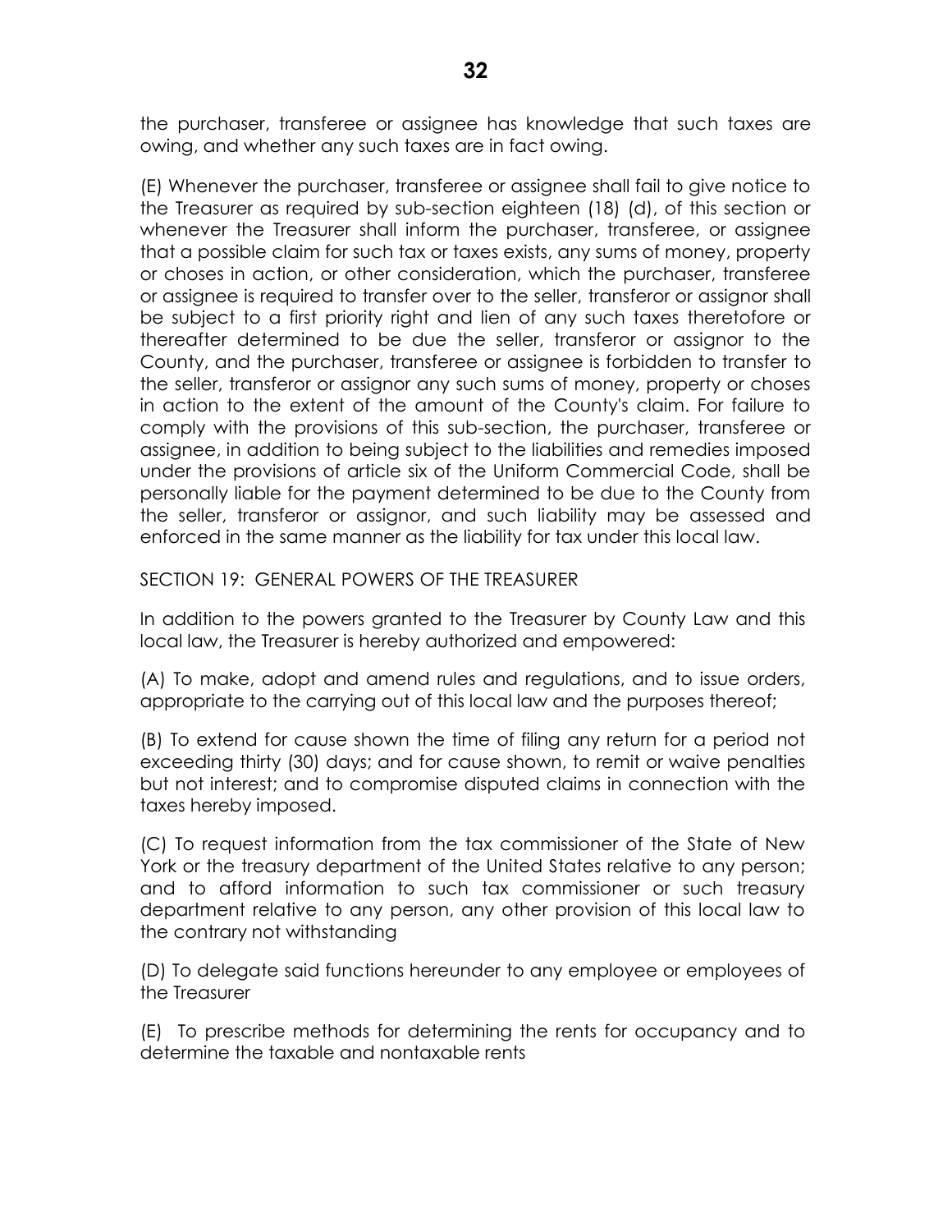the purchaser, transferee or assignee has knowledge that such taxes are owing, and whether any such taxes are in fact owing.

(E) Whenever the purchaser, transferee or assignee shall fail to give notice to the Treasurer as required by sub-section eighteen (18) (d), of this section or whenever the Treasurer shall inform the purchaser, transferee, or assignee that a possible claim for such tax or taxes exists, any sums of money, property or choses in action, or other consideration, which the purchaser, transferee or assignee is required to transfer over to the seller, transferor or assignor shall be subject to a first priority right and lien of any such taxes theretofore or thereafter determined to be due the seller, transferor or assignor to the County, and the purchaser, transferee or assignee is forbidden to transfer to the seller, transferor or assignor any such sums of money, property or choses in action to the extent of the amount of the County's claim. For failure to comply with the provisions of this sub-section, the purchaser, transferee or assignee, in addition to being subject to the liabilities and remedies imposed under the provisions of article six of the Uniform Commercial Code, shall be personally liable for the payment determined to be due to the County from the seller, transferor or assignor, and such liability may be assessed and enforced in the same manner as the liability for tax under this local law.

SECTION 19: GENERAL POWERS OF THE TREASURER

In addition to the powers granted to the Treasurer by County Law and this local law, the Treasurer is hereby authorized and empowered:

(A) To make, adopt and amend rules and regulations, and to issue orders, appropriate to the carrying out of this local law and the purposes thereof;

(B) To extend for cause shown the time of filing any return for a period not exceeding thirty (30) days; and for cause shown, to remit or waive penalties but not interest; and to compromise disputed claims in connection with the taxes hereby imposed.

(C) To request information from the tax commissioner of the State of New York or the treasury department of the United States relative to any person; and to afford information to such tax commissioner or such treasury department relative to any person, any other provision of this local law to the contrary not withstanding

(D) To delegate said functions hereunder to any employee or employees of the Treasurer

(E) To prescribe methods for determining the rents for occupancy and to determine the taxable and nontaxable rents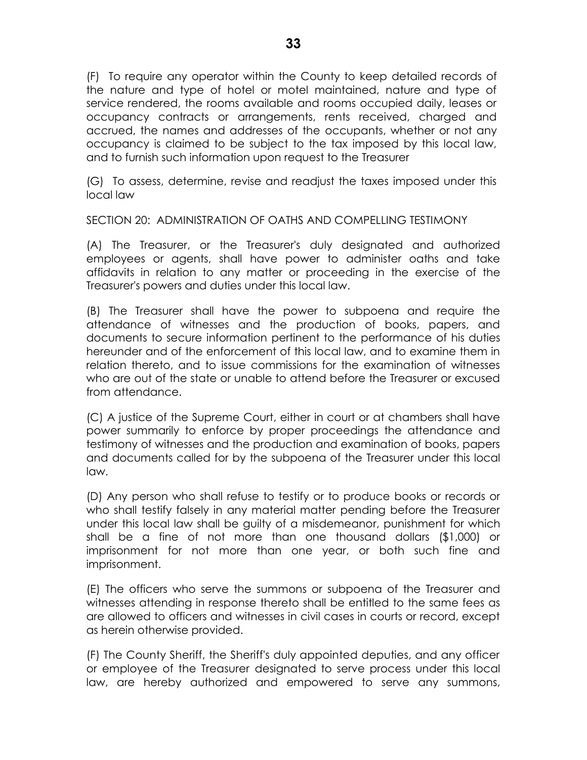(F) To require any operator within the County to keep detailed records of the nature and type of hotel or motel maintained, nature and type of service rendered, the rooms available and rooms occupied daily, leases or occupancy contracts or arrangements, rents received, charged and accrued, the names and addresses of the occupants, whether or not any occupancy is claimed to be subject to the tax imposed by this local law, and to furnish such information upon request to the Treasurer

(G) To assess, determine, revise and readjust the taxes imposed under this local law

SECTION 20: ADMINISTRATION OF OATHS AND COMPELLING TESTIMONY

(A) The Treasurer, or the Treasurer's duly designated and authorized employees or agents, shall have power to administer oaths and take affidavits in relation to any matter or proceeding in the exercise of the Treasurer's powers and duties under this local law.

(B) The Treasurer shall have the power to subpoena and require the attendance of witnesses and the production of books, papers, and documents to secure information pertinent to the performance of his duties hereunder and of the enforcement of this local law, and to examine them in relation thereto, and to issue commissions for the examination of witnesses who are out of the state or unable to attend before the Treasurer or excused from attendance.

(C) A justice of the Supreme Court, either in court or at chambers shall have power summarily to enforce by proper proceedings the attendance and testimony of witnesses and the production and examination of books, papers and documents called for by the subpoena of the Treasurer under this local law.

(D) Any person who shall refuse to testify or to produce books or records or who shall testify falsely in any material matter pending before the Treasurer under this local law shall be guilty of a misdemeanor, punishment for which shall be a fine of not more than one thousand dollars ($1,000) or imprisonment for not more than one year, or both such fine and imprisonment.

(E) The officers who serve the summons or subpoena of the Treasurer and witnesses attending in response thereto shall be entitled to the same fees as are allowed to officers and witnesses in civil cases in courts or record, except as herein otherwise provided.

(F) The County Sheriff, the Sheriff's duly appointed deputies, and any officer or employee of the Treasurer designated to serve process under this local law, are hereby authorized and empowered to serve any summons,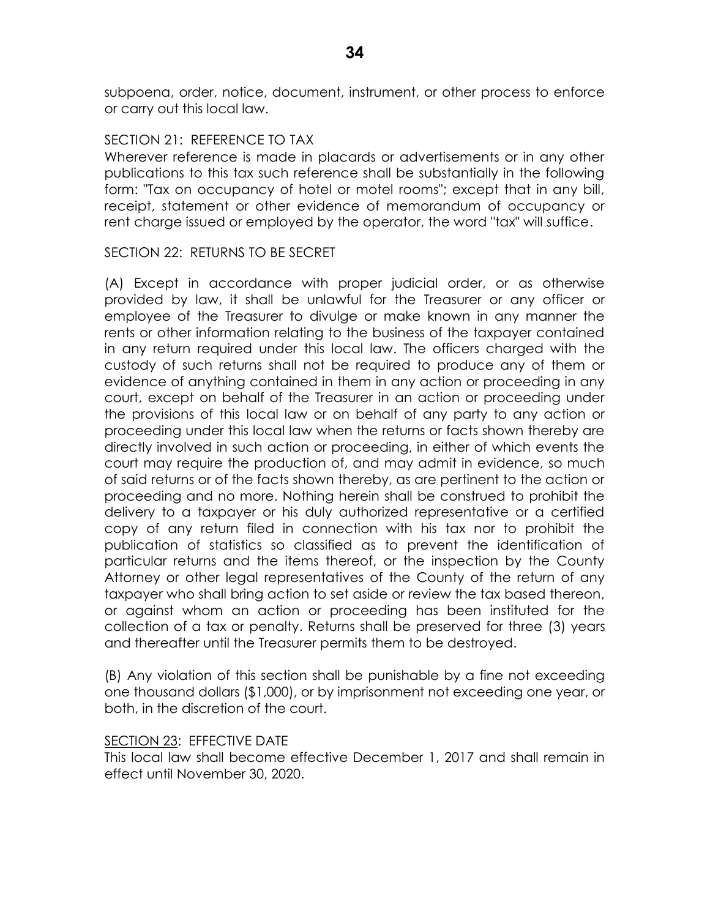subpoena, order, notice, document, instrument, or other process to enforce or carry out this local law.

SECTION 21: REFERENCE TO TAX

Wherever reference is made in placards or advertisements or in any other publications to this tax such reference shall be substantially in the following form: "Tax on occupancy of hotel or motel rooms"; except that in any bill, receipt, statement or other evidence of memorandum of occupancy or rent charge issued or employed by the operator, the word "tax" will suffice.

SECTION 22: RETURNS TO BE SECRET

(A) Except in accordance with proper judicial order, or as otherwise provided by law, it shall be unlawful for the Treasurer or any officer or employee of the Treasurer to divulge or make known in any manner the rents or other information relating to the business of the taxpayer contained in any return required under this local law. The officers charged with the custody of such returns shall not be required to produce any of them or evidence of anything contained in them in any action or proceeding in any court, except on behalf of the Treasurer in an action or proceeding under the provisions of this local law or on behalf of any party to any action or proceeding under this local law when the returns or facts shown thereby are directly involved in such action or proceeding, in either of which events the court may require the production of, and may admit in evidence, so much of said returns or of the facts shown thereby, as are pertinent to the action or proceeding and no more. Nothing herein shall be construed to prohibit the delivery to a taxpayer or his duly authorized representative or a certified copy of any return filed in connection with his tax nor to prohibit the publication of statistics so classified as to prevent the identification of particular returns and the items thereof, or the inspection by the County Attorney or other legal representatives of the County of the return of any taxpayer who shall bring action to set aside or review the tax based thereon, or against whom an action or proceeding has been instituted for the collection of a tax or penalty. Returns shall be preserved for three (3) years and thereafter until the Treasurer permits them to be destroyed.

(B) Any violation of this section shall be punishable by a fine not exceeding one thousand dollars ($1,000), or by imprisonment not exceeding one year, or both, in the discretion of the court.

<u>SECTION 23</u>: EFFECTIVE DATE

This local law shall become effective December 1, 2017 and shall remain in effect until November 30, 2020.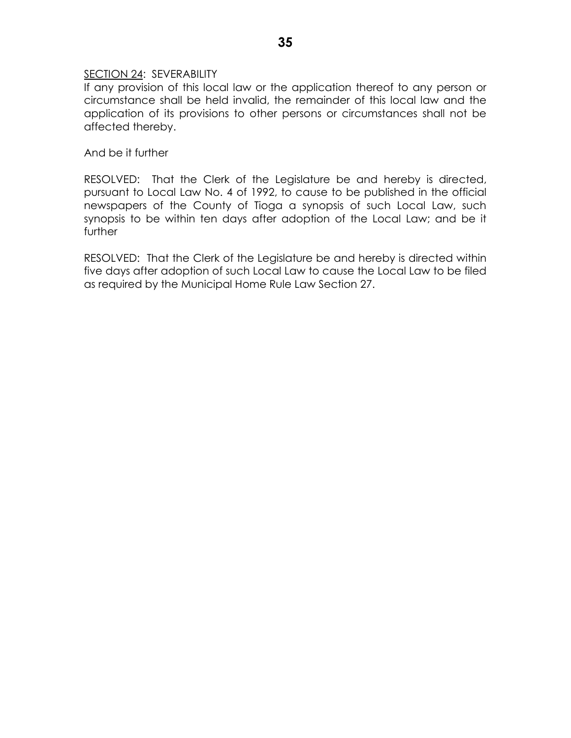SECTION 24: SEVERABILITY

If any provision of this local law or the application thereof to any person or circumstance shall be held invalid, the remainder of this local law and the application of its provisions to other persons or circumstances shall not be affected thereby.

And be it further

RESOLVED: That the Clerk of the Legislature be and hereby is directed, pursuant to Local Law No. 4 of 1992, to cause to be published in the official newspapers of the County of Tioga a synopsis of such Local Law, such synopsis to be within ten days after adoption of the Local Law; and be it further

RESOLVED: That the Clerk of the Legislature be and hereby is directed within five days after adoption of such Local Law to cause the Local Law to be filed as required by the Municipal Home Rule Law Section 27.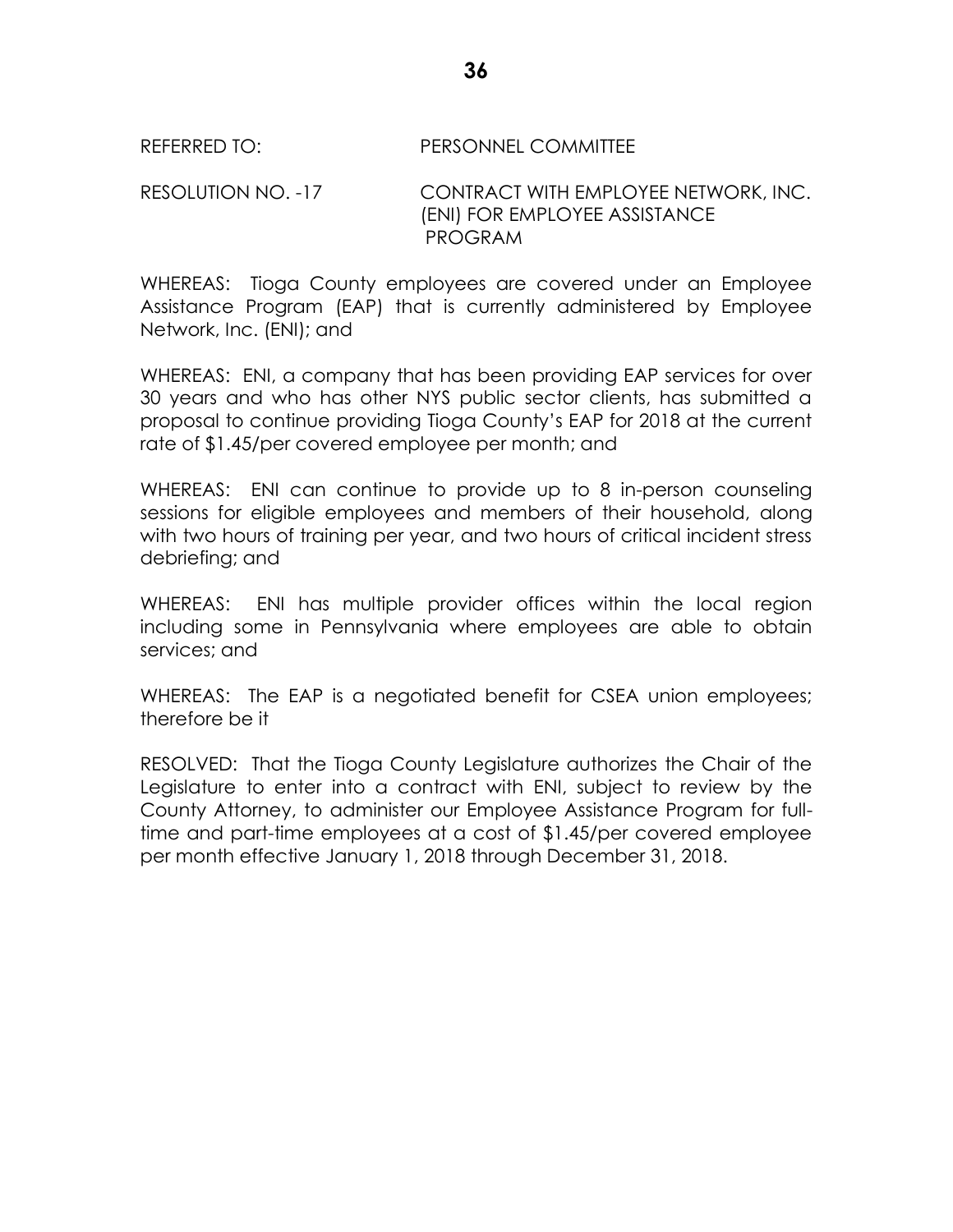REFERRED TO: PERSONNEL COMMITTEE

RESOLUTION NO. -17 CONTRACT WITH EMPLOYEE NETWORK, INC. (ENI) FOR EMPLOYEE ASSISTANCE PROGRAM

WHEREAS: Tioga County employees are covered under an Employee Assistance Program (EAP) that is currently administered by Employee Network, Inc. (ENI); and

WHEREAS: ENI, a company that has been providing EAP services for over 30 years and who has other NYS public sector clients, has submitted a proposal to continue providing Tioga County's EAP for 2018 at the current rate of $1.45/per covered employee per month; and

WHEREAS: ENI can continue to provide up to 8 in-person counseling sessions for eligible employees and members of their household, along with two hours of training per year, and two hours of critical incident stress debriefing; and

WHEREAS: ENI has multiple provider offices within the local region including some in Pennsylvania where employees are able to obtain services; and

WHEREAS: The EAP is a negotiated benefit for CSEA union employees; therefore be it

RESOLVED: That the Tioga County Legislature authorizes the Chair of the Legislature to enter into a contract with ENI, subject to review by the County Attorney, to administer our Employee Assistance Program for full-time and part-time employees at a cost of $1.45/per covered employee per month effective January 1, 2018 through December 31, 2018.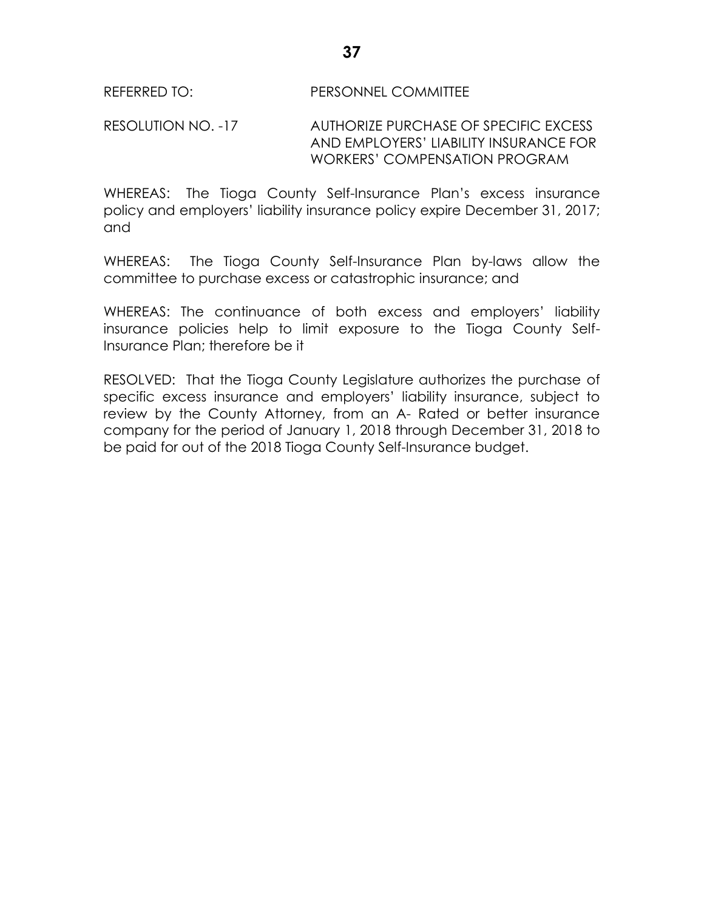REFERRED TO: PERSONNEL COMMITTEE

RESOLUTION NO. -17 AUTHORIZE PURCHASE OF SPECIFIC EXCESS AND EMPLOYERS' LIABILITY INSURANCE FOR WORKERS' COMPENSATION PROGRAM

WHEREAS: The Tioga County Self-Insurance Plan's excess insurance policy and employers' liability insurance policy expire December 31, 2017; and

WHEREAS: The Tioga County Self-Insurance Plan by-laws allow the committee to purchase excess or catastrophic insurance; and

WHEREAS: The continuance of both excess and employers' liability insurance policies help to limit exposure to the Tioga County Self-Insurance Plan; therefore be it

RESOLVED: That the Tioga County Legislature authorizes the purchase of specific excess insurance and employers' liability insurance, subject to review by the County Attorney, from an A- Rated or better insurance company for the period of January 1, 2018 through December 31, 2018 to be paid for out of the 2018 Tioga County Self-Insurance budget.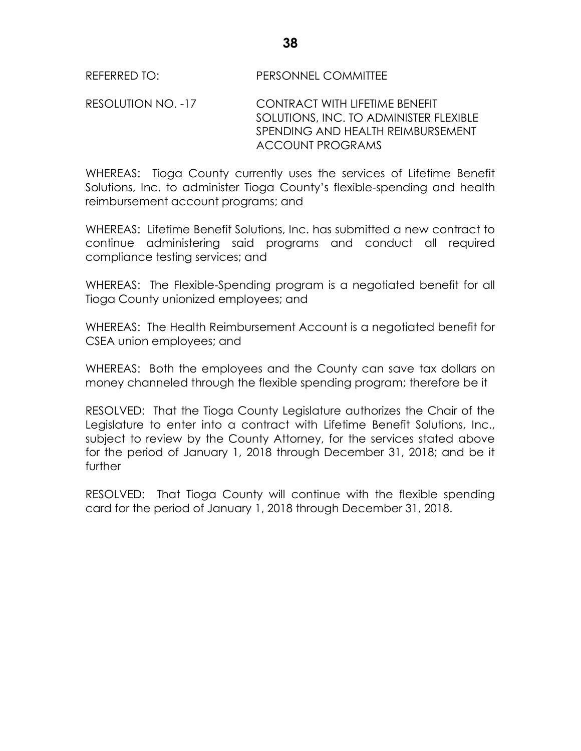REFERRED TO: PERSONNEL COMMITTEE

RESOLUTION NO. -17 CONTRACT WITH LIFETIME BENEFIT SOLUTIONS, INC. TO ADMINISTER FLEXIBLE SPENDING AND HEALTH REIMBURSEMENT ACCOUNT PROGRAMS

WHEREAS: Tioga County currently uses the services of Lifetime Benefit Solutions, Inc. to administer Tioga County's flexible-spending and health reimbursement account programs; and

WHEREAS: Lifetime Benefit Solutions, Inc. has submitted a new contract to continue administering said programs and conduct all required compliance testing services; and

WHEREAS: The Flexible-Spending program is a negotiated benefit for all Tioga County unionized employees; and

WHEREAS: The Health Reimbursement Account is a negotiated benefit for CSEA union employees; and

WHEREAS: Both the employees and the County can save tax dollars on money channeled through the flexible spending program; therefore be it

RESOLVED: That the Tioga County Legislature authorizes the Chair of the Legislature to enter into a contract with Lifetime Benefit Solutions, Inc., subject to review by the County Attorney, for the services stated above for the period of January 1, 2018 through December 31, 2018; and be it further

RESOLVED: That Tioga County will continue with the flexible spending card for the period of January 1, 2018 through December 31, 2018.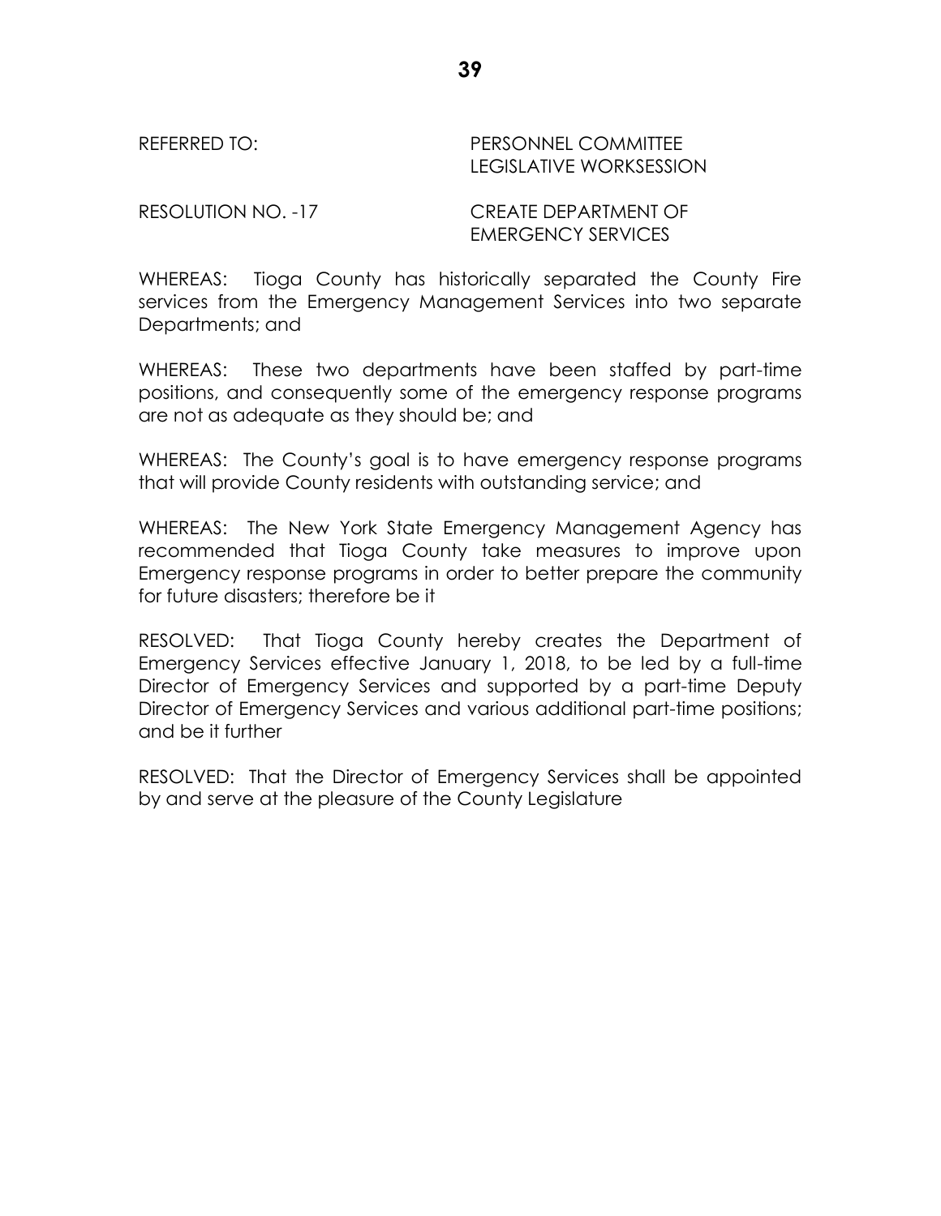REFERRED TO: PERSONNEL COMMITTEE
LEGISLATIVE WORKSESSION

RESOLUTION NO. -17 CREATE DEPARTMENT OF EMERGENCY SERVICES

WHEREAS: Tioga County has historically separated the County Fire services from the Emergency Management Services into two separate Departments; and

WHEREAS: These two departments have been staffed by part-time positions, and consequently some of the emergency response programs are not as adequate as they should be; and

WHEREAS: The County's goal is to have emergency response programs that will provide County residents with outstanding service; and

WHEREAS: The New York State Emergency Management Agency has recommended that Tioga County take measures to improve upon Emergency response programs in order to better prepare the community for future disasters; therefore be it

RESOLVED: That Tioga County hereby creates the Department of Emergency Services effective January 1, 2018, to be led by a full-time Director of Emergency Services and supported by a part-time Deputy Director of Emergency Services and various additional part-time positions; and be it further

RESOLVED: That the Director of Emergency Services shall be appointed by and serve at the pleasure of the County Legislature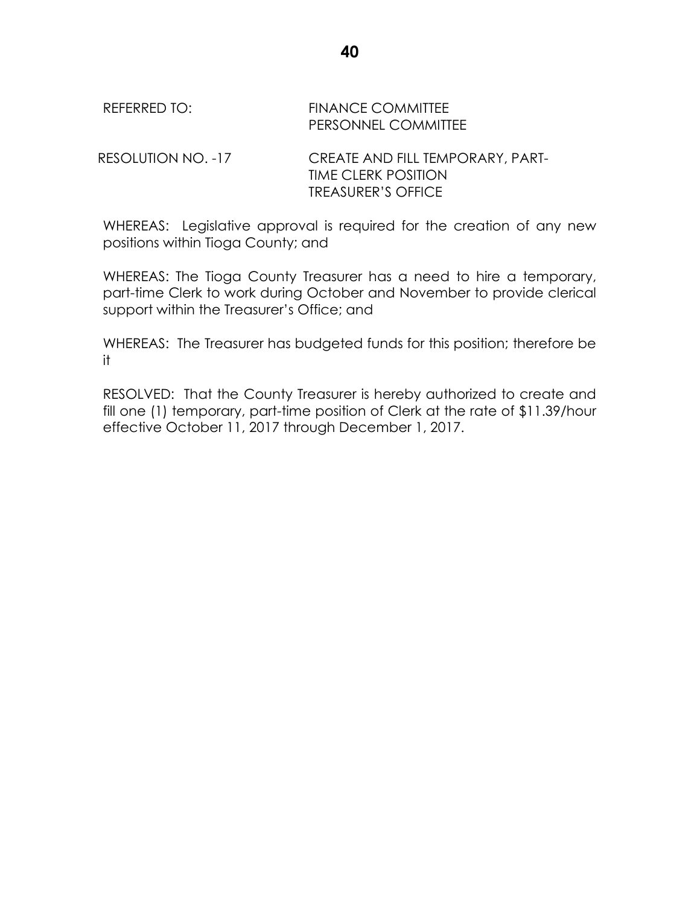REFERRED TO: FINANCE COMMITTEE
PERSONNEL COMMITTEE

RESOLUTION NO. -17 CREATE AND FILL TEMPORARY, PART-TIME CLERK POSITION
TREASURER'S OFFICE

WHEREAS: Legislative approval is required for the creation of any new positions within Tioga County; and

WHEREAS: The Tioga County Treasurer has a need to hire a temporary, part-time Clerk to work during October and November to provide clerical support within the Treasurer's Office; and

WHEREAS: The Treasurer has budgeted funds for this position; therefore be it

RESOLVED: That the County Treasurer is hereby authorized to create and fill one (1) temporary, part-time position of Clerk at the rate of $11.39/hour effective October 11, 2017 through December 1, 2017.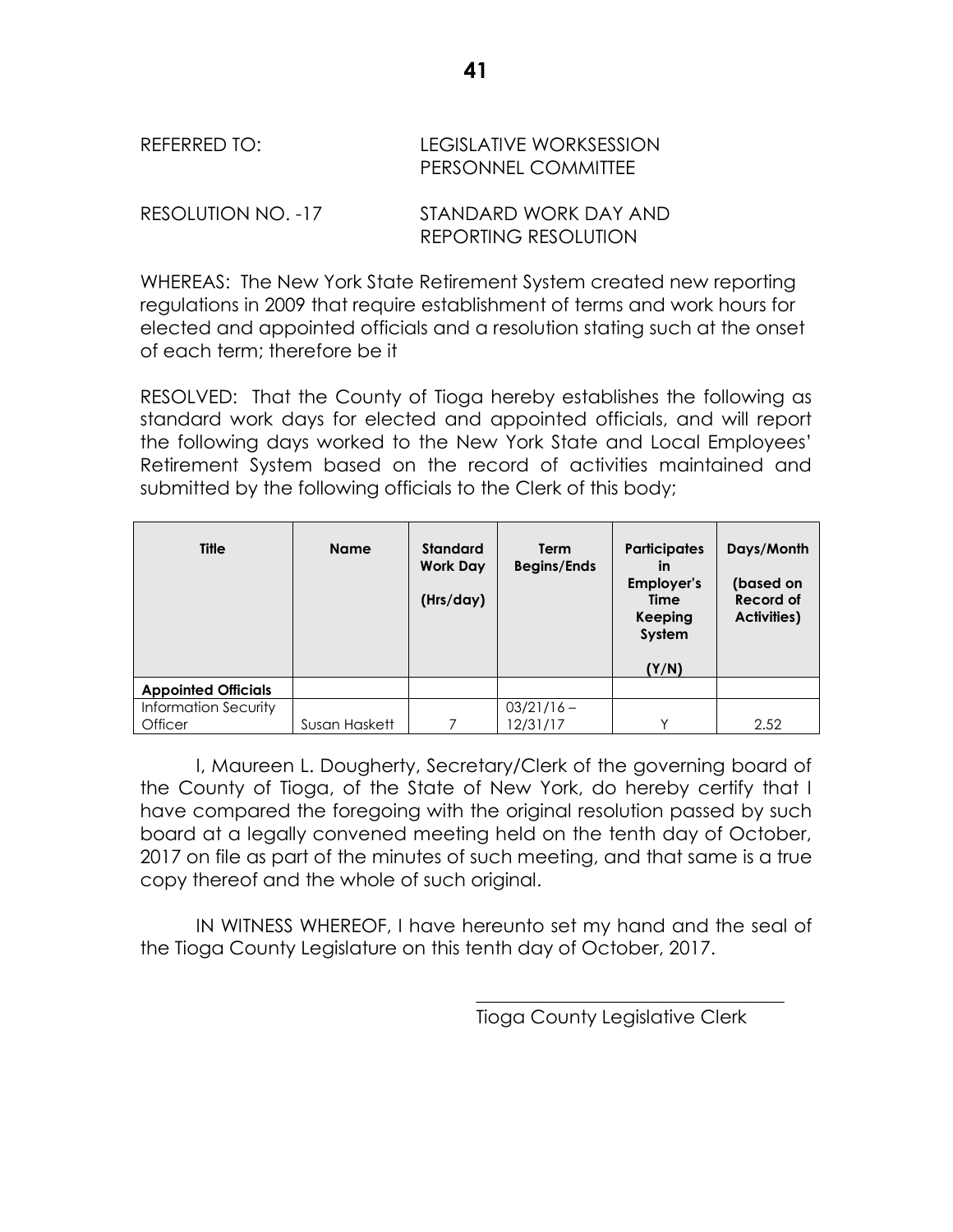REFERRED TO: LEGISLATIVE WORKSESSION
PERSONNEL COMMITTEE

RESOLUTION NO. -17 STANDARD WORK DAY AND REPORTING RESOLUTION

WHEREAS: The New York State Retirement System created new reporting regulations in 2009 that require establishment of terms and work hours for elected and appointed officials and a resolution stating such at the onset of each term; therefore be it

RESOLVED: That the County of Tioga hereby establishes the following as standard work days for elected and appointed officials, and will report the following days worked to the New York State and Local Employees' Retirement System based on the record of activities maintained and submitted by the following officials to the Clerk of this body;

| Title | Name | Standard Work Day (Hrs/day) | Term Begins/Ends | Participates in Employer's Time Keeping System (Y/N) | Days/Month (based on Record of Activities) |
|---|---|---|---|---|---|
| **Appointed Officials** | | | | | |
| Information Security Officer | Susan Haskett | 7 | 03/21/16 – 12/31/17 | Y | 2.52 |

I, Maureen L. Dougherty, Secretary/Clerk of the governing board of the County of Tioga, of the State of New York, do hereby certify that I have compared the foregoing with the original resolution passed by such board at a legally convened meeting held on the tenth day of October, 2017 on file as part of the minutes of such meeting, and that same is a true copy thereof and the whole of such original.

IN WITNESS WHEREOF, I have hereunto set my hand and the seal of the Tioga County Legislature on this tenth day of October, 2017.

\_\_\_\_\_\_\_\_\_\_\_\_\_\_\_\_\_\_\_\_\_\_\_\_\_\_\_\_\_\_\_\_\_\_

Tioga County Legislative Clerk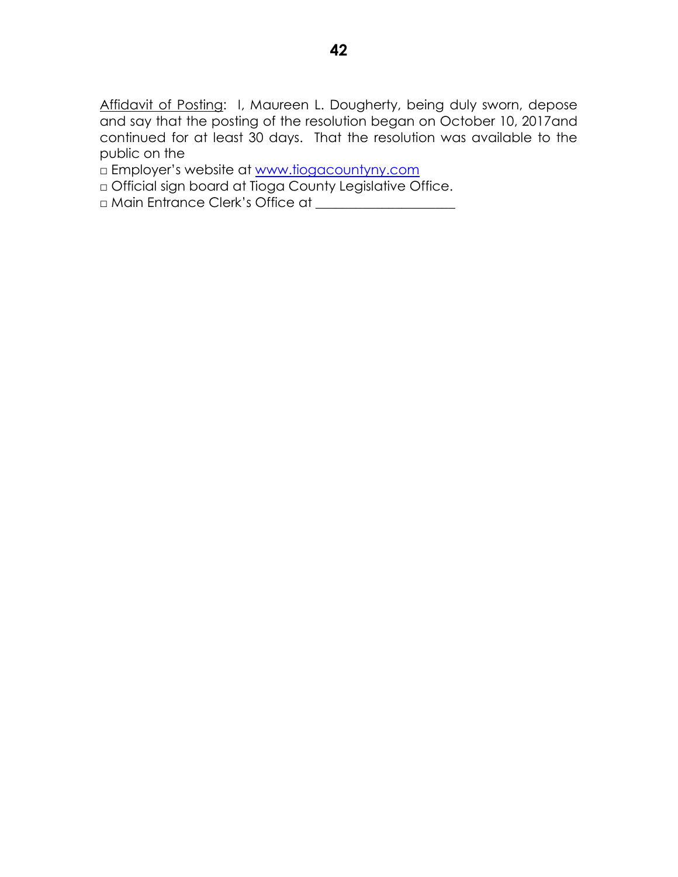<u>Affidavit of Posting</u>: I, Maureen L. Dougherty, being duly sworn, depose and say that the posting of the resolution began on October 10, 2017and continued for at least 30 days. That the resolution was available to the public on the

□ Employer's website at www.tiogacountyny.com
□ Official sign board at Tioga County Legislative Office.
□ Main Entrance Clerk's Office at ____________________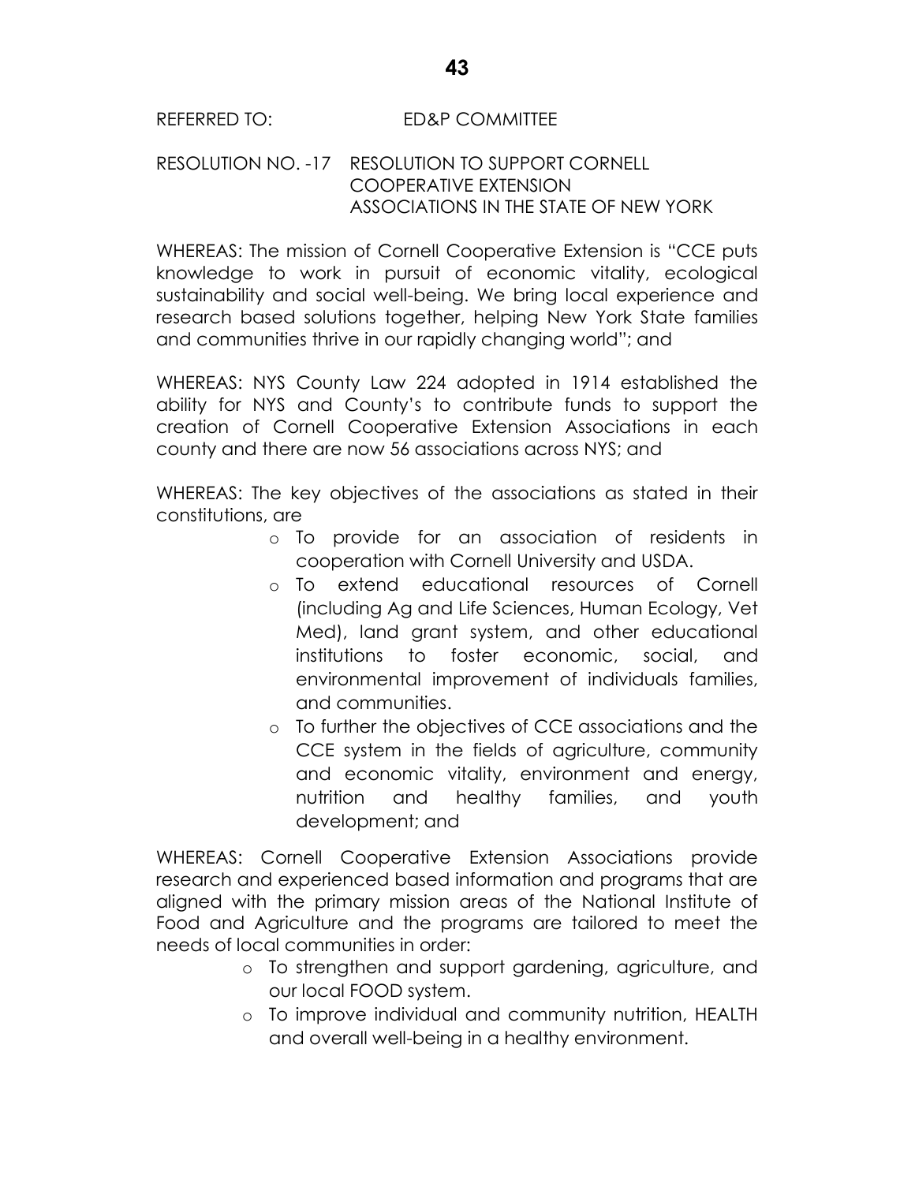REFERRED TO: ED&P COMMITTEE

RESOLUTION NO. -17 RESOLUTION TO SUPPORT CORNELL COOPERATIVE EXTENSION ASSOCIATIONS IN THE STATE OF NEW YORK

WHEREAS: The mission of Cornell Cooperative Extension is "CCE puts knowledge to work in pursuit of economic vitality, ecological sustainability and social well-being. We bring local experience and research based solutions together, helping New York State families and communities thrive in our rapidly changing world"; and

WHEREAS: NYS County Law 224 adopted in 1914 established the ability for NYS and County's to contribute funds to support the creation of Cornell Cooperative Extension Associations in each county and there are now 56 associations across NYS; and

WHEREAS: The key objectives of the associations as stated in their constitutions, are

- To provide for an association of residents in cooperation with Cornell University and USDA.
- To extend educational resources of Cornell (including Ag and Life Sciences, Human Ecology, Vet Med), land grant system, and other educational institutions to foster economic, social, and environmental improvement of individuals families, and communities.
- To further the objectives of CCE associations and the CCE system in the fields of agriculture, community and economic vitality, environment and energy, nutrition and healthy families, and youth development; and

WHEREAS: Cornell Cooperative Extension Associations provide research and experienced based information and programs that are aligned with the primary mission areas of the National Institute of Food and Agriculture and the programs are tailored to meet the needs of local communities in order:

- To strengthen and support gardening, agriculture, and our local FOOD system.
- To improve individual and community nutrition, HEALTH and overall well-being in a healthy environment.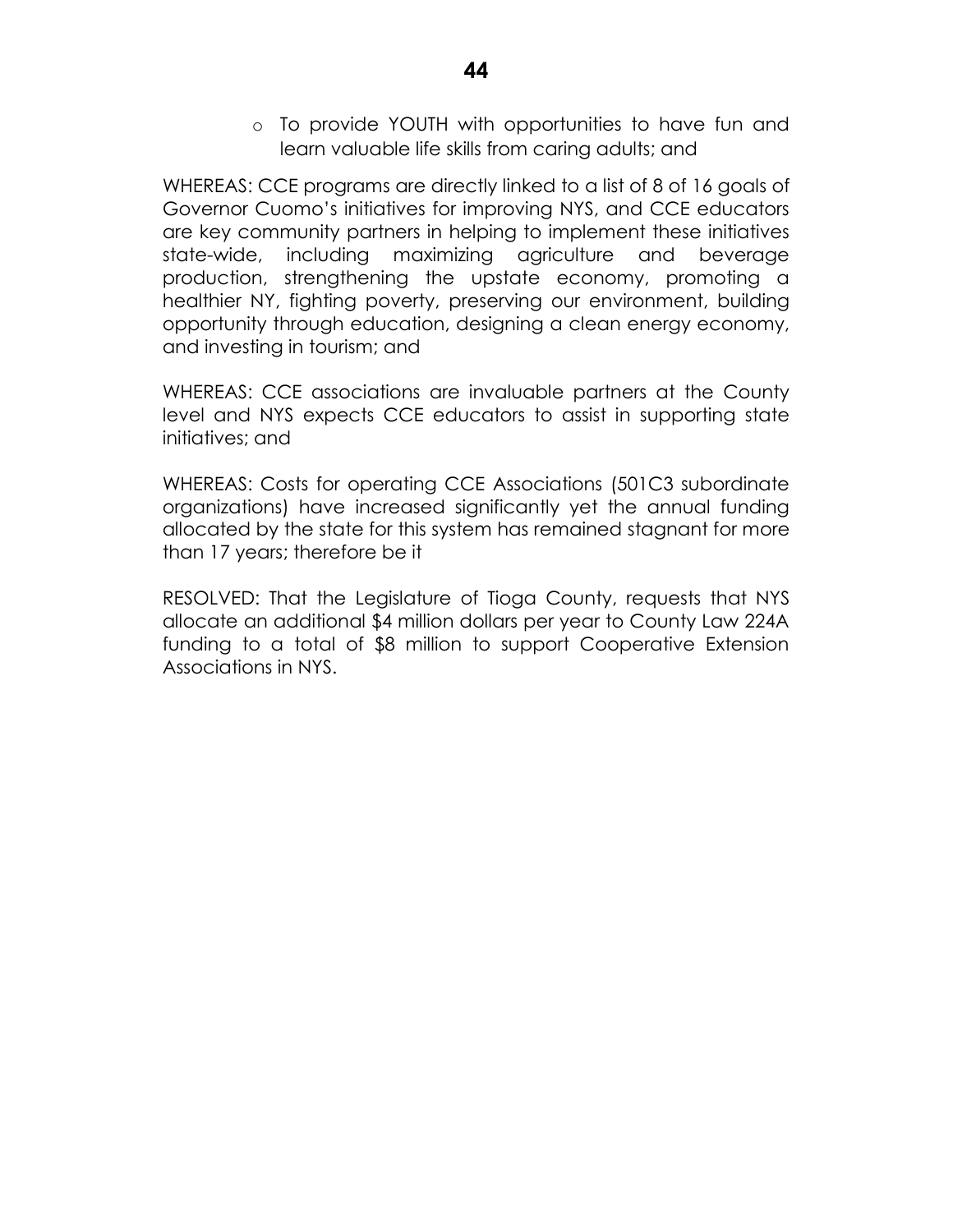- To provide YOUTH with opportunities to have fun and learn valuable life skills from caring adults; and

WHEREAS: CCE programs are directly linked to a list of 8 of 16 goals of Governor Cuomo's initiatives for improving NYS, and CCE educators are key community partners in helping to implement these initiatives state-wide, including maximizing agriculture and beverage production, strengthening the upstate economy, promoting a healthier NY, fighting poverty, preserving our environment, building opportunity through education, designing a clean energy economy, and investing in tourism; and

WHEREAS: CCE associations are invaluable partners at the County level and NYS expects CCE educators to assist in supporting state initiatives; and

WHEREAS: Costs for operating CCE Associations (501C3 subordinate organizations) have increased significantly yet the annual funding allocated by the state for this system has remained stagnant for more than 17 years; therefore be it

RESOLVED: That the Legislature of Tioga County, requests that NYS allocate an additional $4 million dollars per year to County Law 224A funding to a total of $8 million to support Cooperative Extension Associations in NYS.